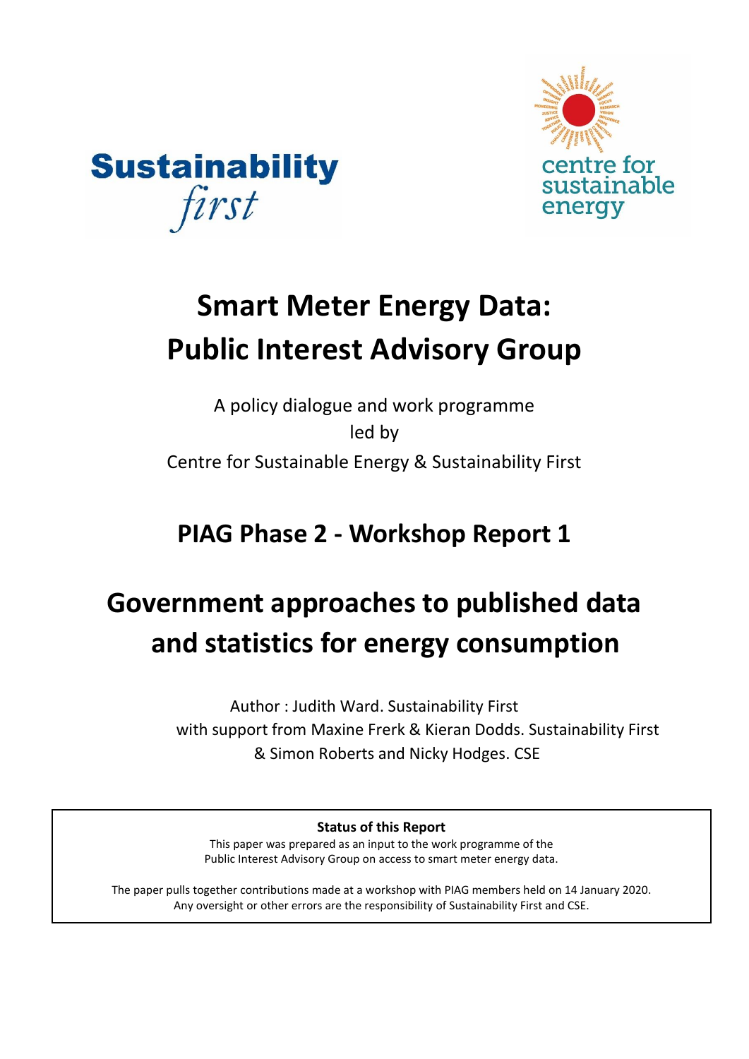Sustainability first

centre for sustainable energy

# Smart Meter Energy Data: Public Interest Advisory Group

A policy dialogue and work programme
led by
Centre for Sustainable Energy & Sustainability First

## PIAG Phase 2 - Workshop Report 1

## Government approaches to published data and statistics for energy consumption

Author : Judith Ward. Sustainability First
with support from Maxine Frerk & Kieran Dodds. Sustainability First
& Simon Roberts and Nicky Hodges. CSE

**Status of this Report**

This paper was prepared as an input to the work programme of the Public Interest Advisory Group on access to smart meter energy data.

The paper pulls together contributions made at a workshop with PIAG members held on 14 January 2020. Any oversight or other errors are the responsibility of Sustainability First and CSE.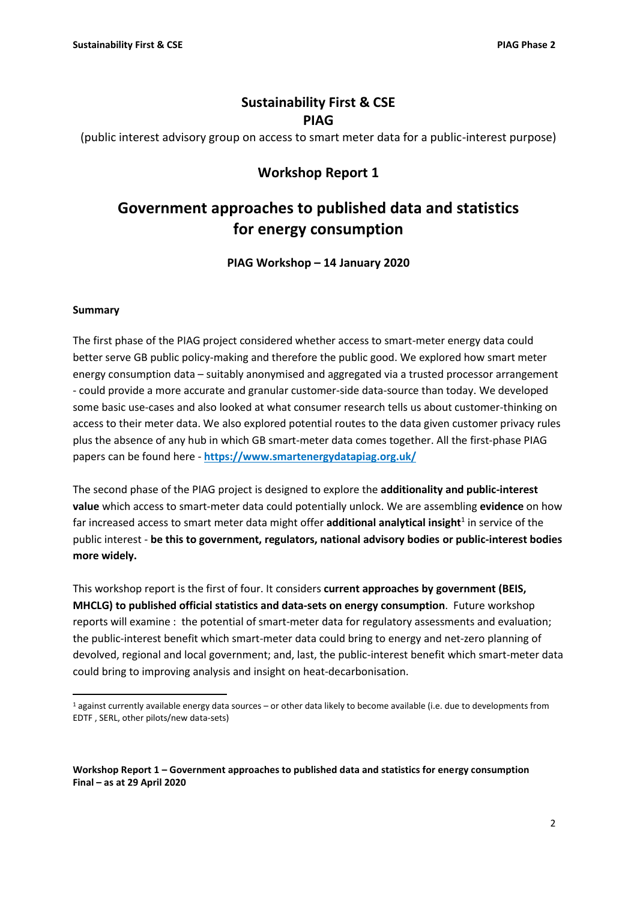# Sustainability First & CSE
# PIAG

(public interest advisory group on access to smart meter data for a public-interest purpose)

## Workshop Report 1

# Government approaches to published data and statistics for energy consumption

### PIAG Workshop – 14 January 2020

**Summary**

The first phase of the PIAG project considered whether access to smart-meter energy data could better serve GB public policy-making and therefore the public good. We explored how smart meter energy consumption data – suitably anonymised and aggregated via a trusted processor arrangement - could provide a more accurate and granular customer-side data-source than today. We developed some basic use-cases and also looked at what consumer research tells us about customer-thinking on access to their meter data. We also explored potential routes to the data given customer privacy rules plus the absence of any hub in which GB smart-meter data comes together. All the first-phase PIAG papers can be found here - **https://www.smartenergydatapiag.org.uk/**

The second phase of the PIAG project is designed to explore the **additionality and public-interest value** which access to smart-meter data could potentially unlock. We are assembling **evidence** on how far increased access to smart meter data might offer **additional analytical insight**[1] in service of the public interest - **be this to government, regulators, national advisory bodies or public-interest bodies more widely.**

This workshop report is the first of four. It considers **current approaches by government (BEIS, MHCLG) to published official statistics and data-sets on energy consumption**. Future workshop reports will examine : the potential of smart-meter data for regulatory assessments and evaluation; the public-interest benefit which smart-meter data could bring to energy and net-zero planning of devolved, regional and local government; and, last, the public-interest benefit which smart-meter data could bring to improving analysis and insight on heat-decarbonisation.

[1] against currently available energy data sources – or other data likely to become available (i.e. due to developments from EDTF , SERL, other pilots/new data-sets)

**Workshop Report 1 – Government approaches to published data and statistics for energy consumption**
**Final – as at 29 April 2020**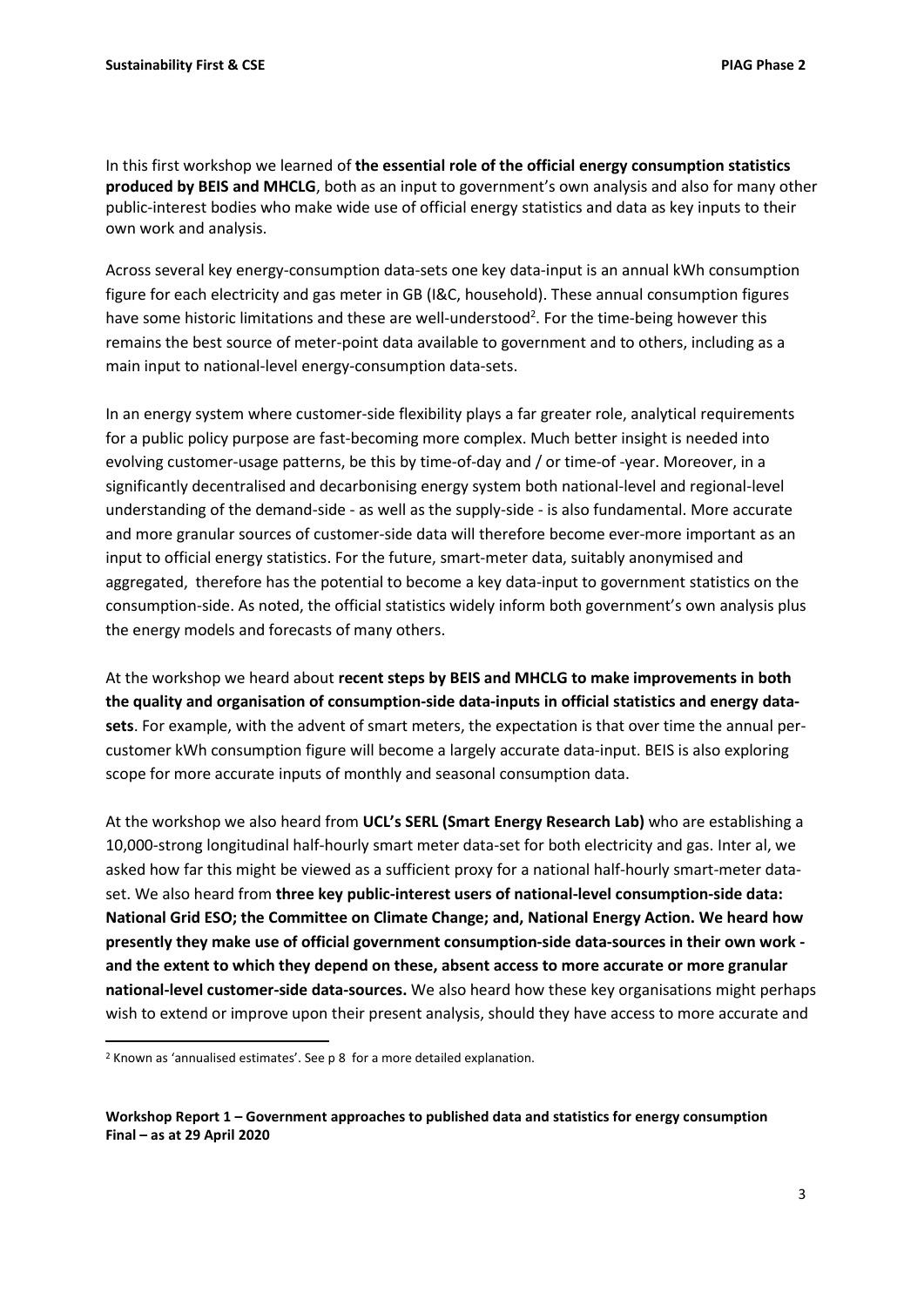In this first workshop we learned of **the essential role of the official energy consumption statistics produced by BEIS and MHCLG**, both as an input to government's own analysis and also for many other public-interest bodies who make wide use of official energy statistics and data as key inputs to their own work and analysis.

Across several key energy-consumption data-sets one key data-input is an annual kWh consumption figure for each electricity and gas meter in GB (I&C, household). These annual consumption figures have some historic limitations and these are well-understood[2]. For the time-being however this remains the best source of meter-point data available to government and to others, including as a main input to national-level energy-consumption data-sets.

In an energy system where customer-side flexibility plays a far greater role, analytical requirements for a public policy purpose are fast-becoming more complex. Much better insight is needed into evolving customer-usage patterns, be this by time-of-day and / or time-of -year. Moreover, in a significantly decentralised and decarbonising energy system both national-level and regional-level understanding of the demand-side - as well as the supply-side - is also fundamental. More accurate and more granular sources of customer-side data will therefore become ever-more important as an input to official energy statistics. For the future, smart-meter data, suitably anonymised and aggregated, therefore has the potential to become a key data-input to government statistics on the consumption-side. As noted, the official statistics widely inform both government's own analysis plus the energy models and forecasts of many others.

At the workshop we heard about **recent steps by BEIS and MHCLG to make improvements in both the quality and organisation of consumption-side data-inputs in official statistics and energy data-sets**. For example, with the advent of smart meters, the expectation is that over time the annual per-customer kWh consumption figure will become a largely accurate data-input. BEIS is also exploring scope for more accurate inputs of monthly and seasonal consumption data.

At the workshop we also heard from **UCL's SERL (Smart Energy Research Lab)** who are establishing a 10,000-strong longitudinal half-hourly smart meter data-set for both electricity and gas. Inter al, we asked how far this might be viewed as a sufficient proxy for a national half-hourly smart-meter data-set. We also heard from **three key public-interest users of national-level consumption-side data: National Grid ESO; the Committee on Climate Change; and, National Energy Action. We heard how presently they make use of official government consumption-side data-sources in their own work - and the extent to which they depend on these, absent access to more accurate or more granular national-level customer-side data-sources.** We also heard how these key organisations might perhaps wish to extend or improve upon their present analysis, should they have access to more accurate and

[2] Known as 'annualised estimates'. See p 8 for a more detailed explanation.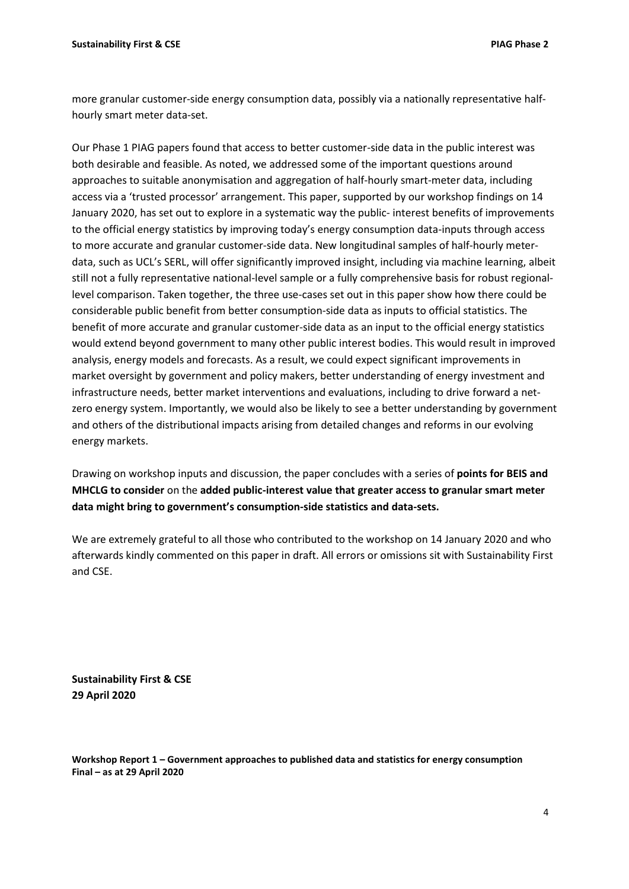more granular customer-side energy consumption data, possibly via a nationally representative half-hourly smart meter data-set.

Our Phase 1 PIAG papers found that access to better customer-side data in the public interest was both desirable and feasible. As noted, we addressed some of the important questions around approaches to suitable anonymisation and aggregation of half-hourly smart-meter data, including access via a 'trusted processor' arrangement. This paper, supported by our workshop findings on 14 January 2020, has set out to explore in a systematic way the public- interest benefits of improvements to the official energy statistics by improving today's energy consumption data-inputs through access to more accurate and granular customer-side data. New longitudinal samples of half-hourly meter-data, such as UCL's SERL, will offer significantly improved insight, including via machine learning, albeit still not a fully representative national-level sample or a fully comprehensive basis for robust regional-level comparison. Taken together, the three use-cases set out in this paper show how there could be considerable public benefit from better consumption-side data as inputs to official statistics. The benefit of more accurate and granular customer-side data as an input to the official energy statistics would extend beyond government to many other public interest bodies. This would result in improved analysis, energy models and forecasts. As a result, we could expect significant improvements in market oversight by government and policy makers, better understanding of energy investment and infrastructure needs, better market interventions and evaluations, including to drive forward a net-zero energy system. Importantly, we would also be likely to see a better understanding by government and others of the distributional impacts arising from detailed changes and reforms in our evolving energy markets.

Drawing on workshop inputs and discussion, the paper concludes with a series of **points for BEIS and MHCLG to consider** on the **added public-interest value that greater access to granular smart meter data might bring to government's consumption-side statistics and data-sets.**

We are extremely grateful to all those who contributed to the workshop on 14 January 2020 and who afterwards kindly commented on this paper in draft. All errors or omissions sit with Sustainability First and CSE.

**Sustainability First & CSE**
**29 April 2020**

**Workshop Report 1 – Government approaches to published data and statistics for energy consumption**
**Final – as at 29 April 2020**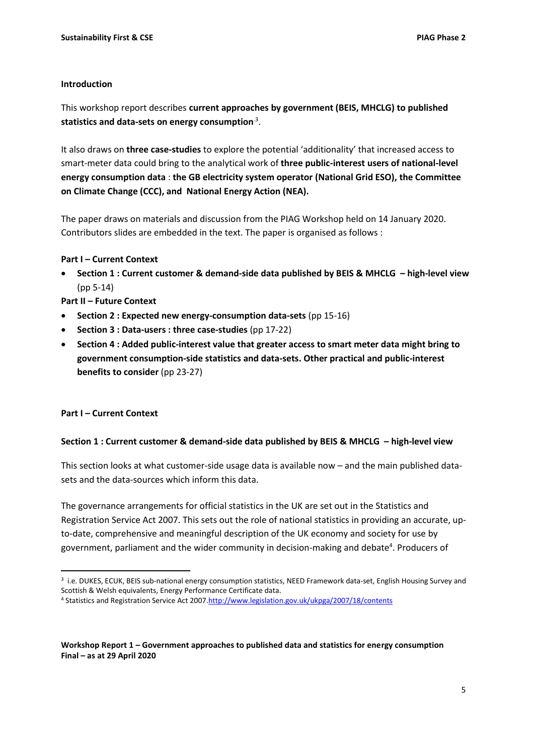**Introduction**

This workshop report describes **current approaches by government (BEIS, MHCLG) to published statistics and data-sets on energy consumption**[3].

It also draws on **three case-studies** to explore the potential 'additionality' that increased access to smart-meter data could bring to the analytical work of **three public-interest users of national-level energy consumption data** : **the GB electricity system operator (National Grid ESO), the Committee on Climate Change (CCC), and National Energy Action (NEA).**

The paper draws on materials and discussion from the PIAG Workshop held on 14 January 2020. Contributors slides are embedded in the text. The paper is organised as follows :

**Part I – Current Context**

- **Section 1 : Current customer & demand-side data published by BEIS & MHCLG – high-level view** (pp 5-14)

**Part II – Future Context**

- **Section 2 : Expected new energy-consumption data-sets** (pp 15-16)
- **Section 3 : Data-users : three case-studies** (pp 17-22)
- **Section 4 : Added public-interest value that greater access to smart meter data might bring to government consumption-side statistics and data-sets. Other practical and public-interest benefits to consider** (pp 23-27)

**Part I – Current Context**

**Section 1 : Current customer & demand-side data published by BEIS & MHCLG – high-level view**

This section looks at what customer-side usage data is available now – and the main published data-sets and the data-sources which inform this data.

The governance arrangements for official statistics in the UK are set out in the Statistics and Registration Service Act 2007. This sets out the role of national statistics in providing an accurate, up-to-date, comprehensive and meaningful description of the UK economy and society for use by government, parliament and the wider community in decision-making and debate[4]. Producers of

---

[3] i.e. DUKES, ECUK, BEIS sub-national energy consumption statistics, NEED Framework data-set, English Housing Survey and Scottish & Welsh equivalents, Energy Performance Certificate data.

[4] Statistics and Registration Service Act 2007.http://www.legislation.gov.uk/ukpga/2007/18/contents

**Workshop Report 1 – Government approaches to published data and statistics for energy consumption**
**Final – as at 29 April 2020**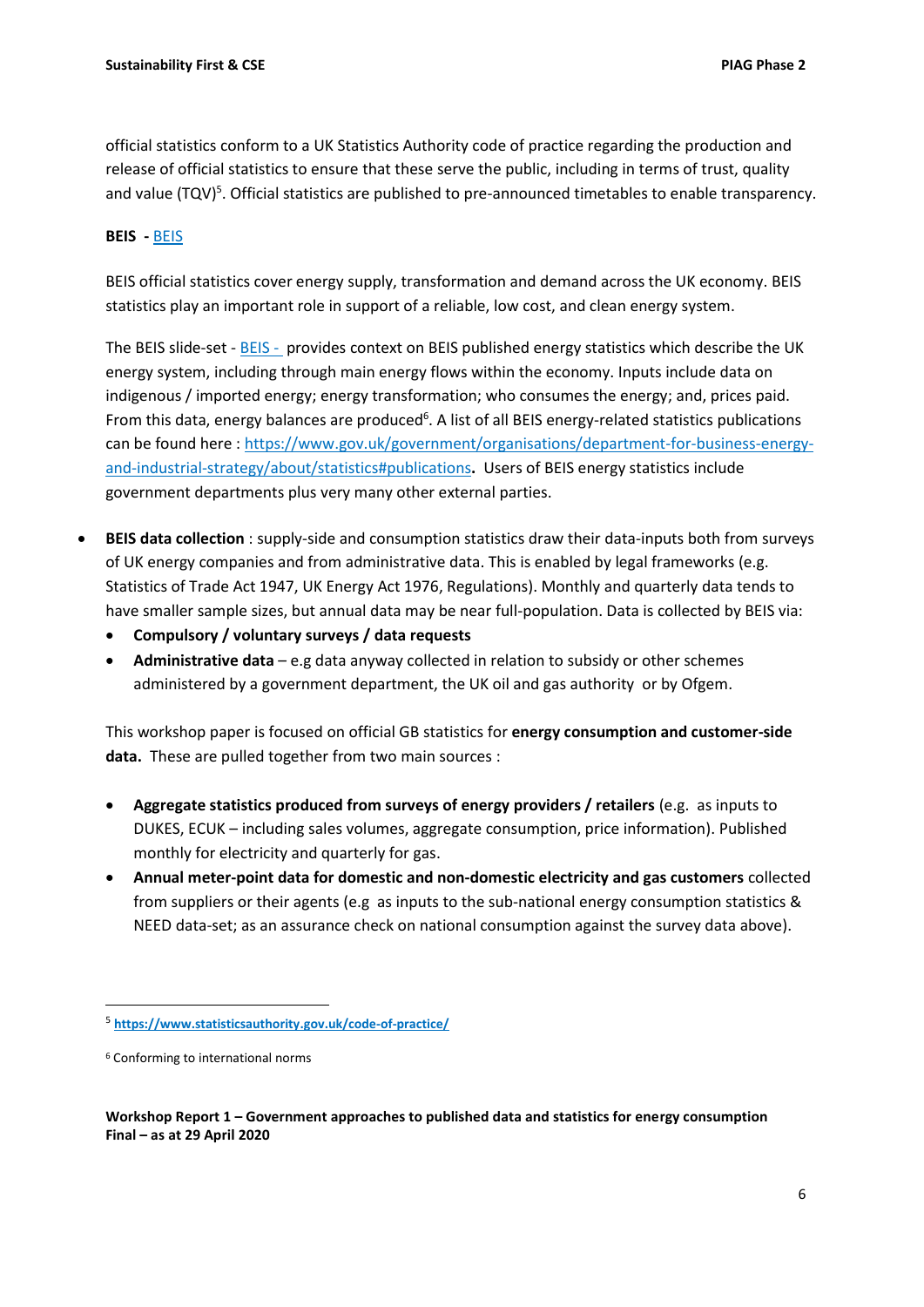official statistics conform to a UK Statistics Authority code of practice regarding the production and release of official statistics to ensure that these serve the public, including in terms of trust, quality and value (TQV)[5]. Official statistics are published to pre-announced timetables to enable transparency.

**BEIS -** [BEIS]

BEIS official statistics cover energy supply, transformation and demand across the UK economy. BEIS statistics play an important role in support of a reliable, low cost, and clean energy system.

The BEIS slide-set - [BEIS - ] provides context on BEIS published energy statistics which describe the UK energy system, including through main energy flows within the economy. Inputs include data on indigenous / imported energy; energy transformation; who consumes the energy; and, prices paid. From this data, energy balances are produced[6]. A list of all BEIS energy-related statistics publications can be found here : https://www.gov.uk/government/organisations/department-for-business-energy-and-industrial-strategy/about/statistics#publications**.** Users of BEIS energy statistics include government departments plus very many other external parties.

- **BEIS data collection** : supply-side and consumption statistics draw their data-inputs both from surveys of UK energy companies and from administrative data. This is enabled by legal frameworks (e.g. Statistics of Trade Act 1947, UK Energy Act 1976, Regulations). Monthly and quarterly data tends to have smaller sample sizes, but annual data may be near full-population. Data is collected by BEIS via:
    - **Compulsory / voluntary surveys / data requests**
    - **Administrative data** – e.g data anyway collected in relation to subsidy or other schemes administered by a government department, the UK oil and gas authority or by Ofgem.

This workshop paper is focused on official GB statistics for **energy consumption and customer-side data.** These are pulled together from two main sources :

- **Aggregate statistics produced from surveys of energy providers / retailers** (e.g. as inputs to DUKES, ECUK – including sales volumes, aggregate consumption, price information). Published monthly for electricity and quarterly for gas.
- **Annual meter-point data for domestic and non-domestic electricity and gas customers** collected from suppliers or their agents (e.g as inputs to the sub-national energy consumption statistics & NEED data-set; as an assurance check on national consumption against the survey data above).

[5] **https://www.statisticsauthority.gov.uk/code-of-practice/**

[6] Conforming to international norms

**Workshop Report 1 – Government approaches to published data and statistics for energy consumption**
**Final – as at 29 April 2020**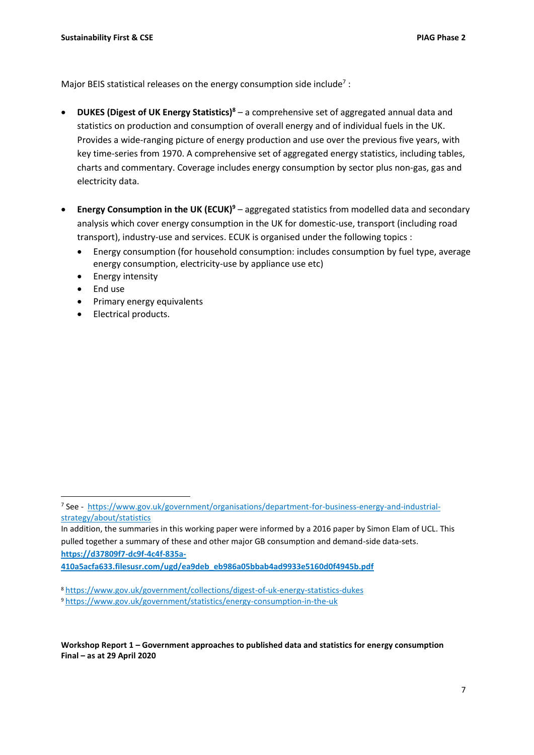Major BEIS statistical releases on the energy consumption side include[7] :

- **DUKES (Digest of UK Energy Statistics)[8]** – a comprehensive set of aggregated annual data and statistics on production and consumption of overall energy and of individual fuels in the UK. Provides a wide-ranging picture of energy production and use over the previous five years, with key time-series from 1970. A comprehensive set of aggregated energy statistics, including tables, charts and commentary. Coverage includes energy consumption by sector plus non-gas, gas and electricity data.

- **Energy Consumption in the UK (ECUK)[9]** – aggregated statistics from modelled data and secondary analysis which cover energy consumption in the UK for domestic-use, transport (including road transport), industry-use and services. ECUK is organised under the following topics :
    - Energy consumption (for household consumption: includes consumption by fuel type, average energy consumption, electricity-use by appliance use etc)
    - Energy intensity
    - End use
    - Primary energy equivalents
    - Electrical products.

---

[7] See - https://www.gov.uk/government/organisations/department-for-business-energy-and-industrial-strategy/about/statistics

In addition, the summaries in this working paper were informed by a 2016 paper by Simon Elam of UCL. This pulled together a summary of these and other major GB consumption and demand-side data-sets. **https://d37809f7-dc9f-4c4f-835a-410a5acfa633.filesusr.com/ugd/ea9deb_eb986a05bbab4ad9933e5160d0f4945b.pdf**

[8] https://www.gov.uk/government/collections/digest-of-uk-energy-statistics-dukes

[9] https://www.gov.uk/government/statistics/energy-consumption-in-the-uk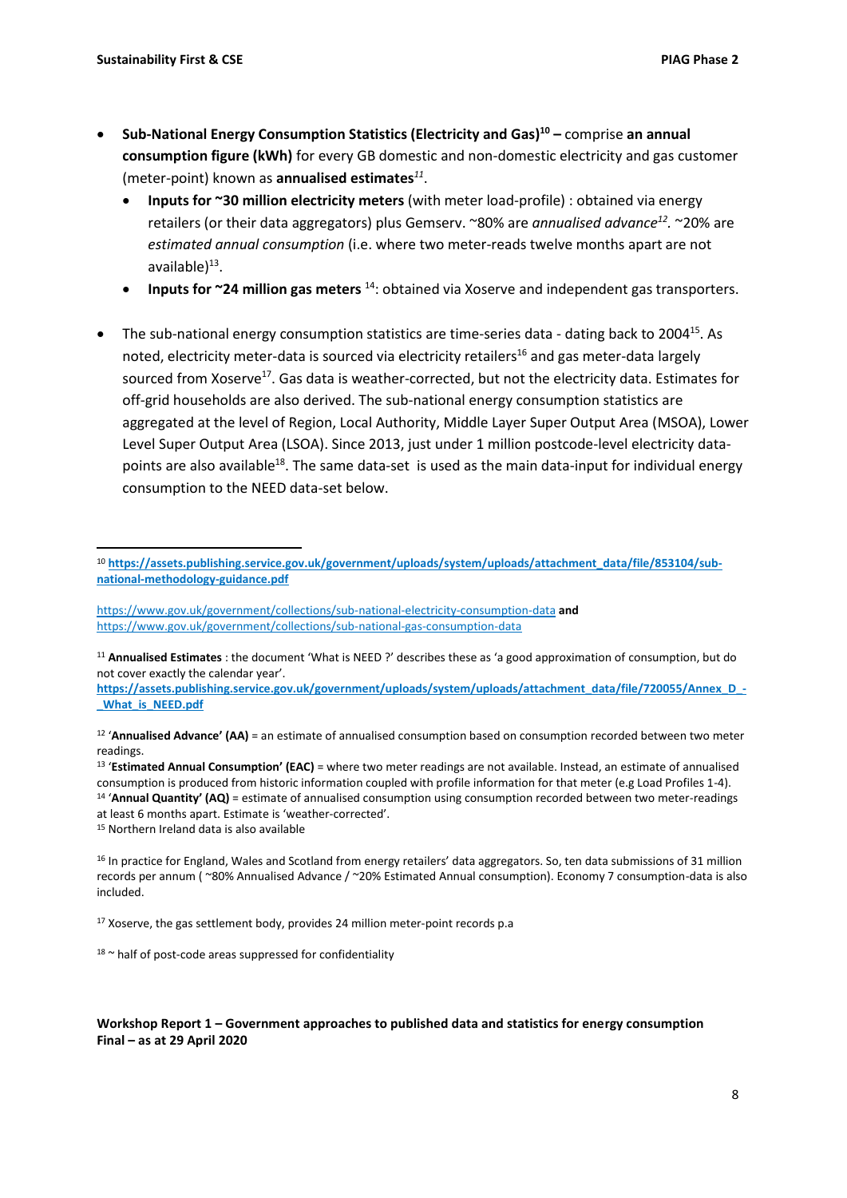- **Sub-National Energy Consumption Statistics (Electricity and Gas)[10] –** comprise **an annual consumption figure (kWh)** for every GB domestic and non-domestic electricity and gas customer (meter-point) known as **annualised estimates***[11]*.
  - **Inputs for ~30 million electricity meters** (with meter load-profile) : obtained via energy retailers (or their data aggregators) plus Gemserv. ~80% are *annualised advance[12]*. ~20% are *estimated annual consumption* (i.e. where two meter-reads twelve months apart are not available)[13].
  - **Inputs for ~24 million gas meters** [14]: obtained via Xoserve and independent gas transporters.

- The sub-national energy consumption statistics are time-series data - dating back to 2004[15]. As noted, electricity meter-data is sourced via electricity retailers[16] and gas meter-data largely sourced from Xoserve[17]. Gas data is weather-corrected, but not the electricity data. Estimates for off-grid households are also derived. The sub-national energy consumption statistics are aggregated at the level of Region, Local Authority, Middle Layer Super Output Area (MSOA), Lower Level Super Output Area (LSOA). Since 2013, just under 1 million postcode-level electricity data-points are also available[18]. The same data-set is used as the main data-input for individual energy consumption to the NEED data-set below.

---

[10] **https://assets.publishing.service.gov.uk/government/uploads/system/uploads/attachment_data/file/853104/sub-national-methodology-guidance.pdf**

https://www.gov.uk/government/collections/sub-national-electricity-consumption-data **and** https://www.gov.uk/government/collections/sub-national-gas-consumption-data

[11] **Annualised Estimates** : the document 'What is NEED ?' describes these as 'a good approximation of consumption, but do not cover exactly the calendar year'. **https://assets.publishing.service.gov.uk/government/uploads/system/uploads/attachment_data/file/720055/Annex_D_-_What_is_NEED.pdf**

[12] '**Annualised Advance' (AA)** = an estimate of annualised consumption based on consumption recorded between two meter readings.

[13] '**Estimated Annual Consumption' (EAC)** = where two meter readings are not available. Instead, an estimate of annualised consumption is produced from historic information coupled with profile information for that meter (e.g Load Profiles 1-4).

[14] '**Annual Quantity' (AQ)** = estimate of annualised consumption using consumption recorded between two meter-readings at least 6 months apart. Estimate is 'weather-corrected'.

[15] Northern Ireland data is also available

[16] In practice for England, Wales and Scotland from energy retailers' data aggregators. So, ten data submissions of 31 million records per annum ( ~80% Annualised Advance / ~20% Estimated Annual consumption). Economy 7 consumption-data is also included.

[17] Xoserve, the gas settlement body, provides 24 million meter-point records p.a

[18] ~ half of post-code areas suppressed for confidentiality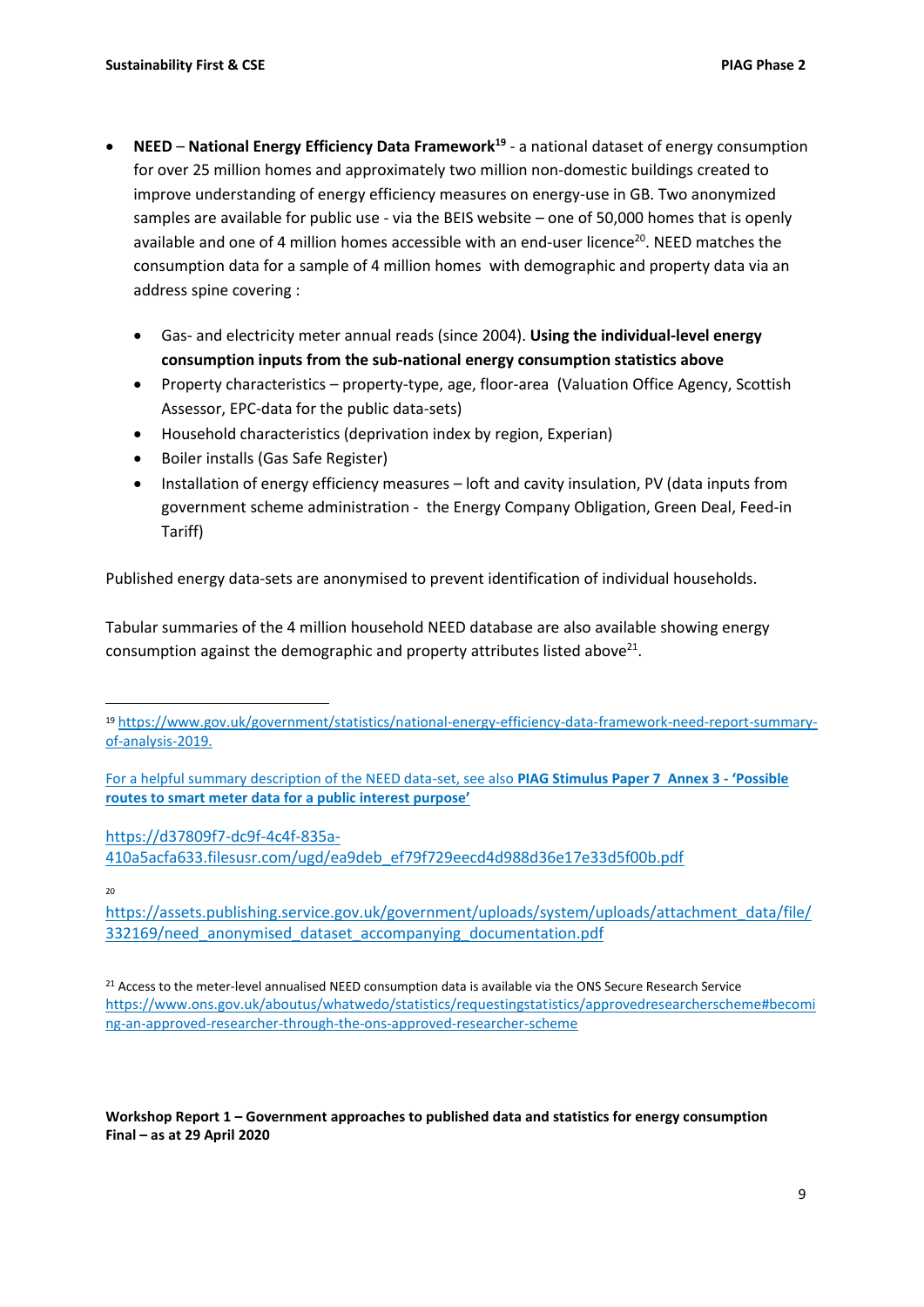- **NEED** – **National Energy Efficiency Data Framework**[19] - a national dataset of energy consumption for over 25 million homes and approximately two million non-domestic buildings created to improve understanding of energy efficiency measures on energy-use in GB. Two anonymized samples are available for public use - via the BEIS website – one of 50,000 homes that is openly available and one of 4 million homes accessible with an end-user licence[20]. NEED matches the consumption data for a sample of 4 million homes with demographic and property data via an address spine covering :
    - Gas- and electricity meter annual reads (since 2004). **Using the individual-level energy consumption inputs from the sub-national energy consumption statistics above**
    - Property characteristics – property-type, age, floor-area (Valuation Office Agency, Scottish Assessor, EPC-data for the public data-sets)
    - Household characteristics (deprivation index by region, Experian)
    - Boiler installs (Gas Safe Register)
    - Installation of energy efficiency measures – loft and cavity insulation, PV (data inputs from government scheme administration - the Energy Company Obligation, Green Deal, Feed-in Tariff)

Published energy data-sets are anonymised to prevent identification of individual households.

Tabular summaries of the 4 million household NEED database are also available showing energy consumption against the demographic and property attributes listed above[21].

---

[19] https://www.gov.uk/government/statistics/national-energy-efficiency-data-framework-need-report-summary-of-analysis-2019.

For a helpful summary description of the NEED data-set, see also **PIAG Stimulus Paper 7 Annex 3 - 'Possible routes to smart meter data for a public interest purpose'**

https://d37809f7-dc9f-4c4f-835a-410a5acfa633.filesusr.com/ugd/ea9deb_ef79f729eecd4d988d36e17e33d5f00b.pdf

[20] https://assets.publishing.service.gov.uk/government/uploads/system/uploads/attachment_data/file/332169/need_anonymised_dataset_accompanying_documentation.pdf

[21] Access to the meter-level annualised NEED consumption data is available via the ONS Secure Research Service https://www.ons.gov.uk/aboutus/whatwedo/statistics/requestingstatistics/approvedresearcherscheme#becoming-an-approved-researcher-through-the-ons-approved-researcher-scheme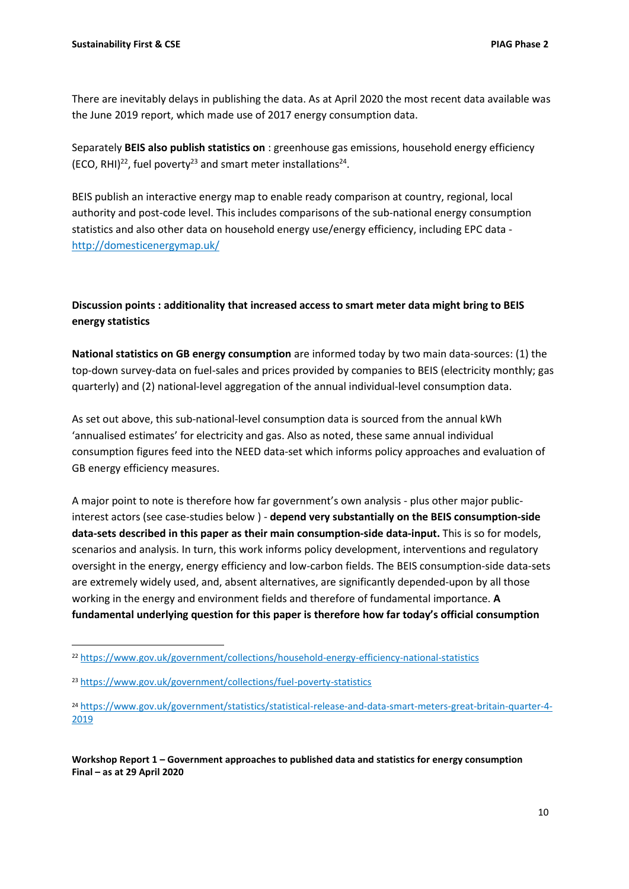There are inevitably delays in publishing the data. As at April 2020 the most recent data available was the June 2019 report, which made use of 2017 energy consumption data.

Separately **BEIS also publish statistics on** : greenhouse gas emissions, household energy efficiency (ECO, RHI)[22], fuel poverty[23] and smart meter installations[24].

BEIS publish an interactive energy map to enable ready comparison at country, regional, local authority and post-code level. This includes comparisons of the sub-national energy consumption statistics and also other data on household energy use/energy efficiency, including EPC data - http://domesticenergymap.uk/

**Discussion points : additionality that increased access to smart meter data might bring to BEIS energy statistics**

**National statistics on GB energy consumption** are informed today by two main data-sources: (1) the top-down survey-data on fuel-sales and prices provided by companies to BEIS (electricity monthly; gas quarterly) and (2) national-level aggregation of the annual individual-level consumption data.

As set out above, this sub-national-level consumption data is sourced from the annual kWh 'annualised estimates' for electricity and gas. Also as noted, these same annual individual consumption figures feed into the NEED data-set which informs policy approaches and evaluation of GB energy efficiency measures.

A major point to note is therefore how far government's own analysis - plus other major public-interest actors (see case-studies below ) - **depend very substantially on the BEIS consumption-side data-sets described in this paper as their main consumption-side data-input.** This is so for models, scenarios and analysis. In turn, this work informs policy development, interventions and regulatory oversight in the energy, energy efficiency and low-carbon fields. The BEIS consumption-side data-sets are extremely widely used, and, absent alternatives, are significantly depended-upon by all those working in the energy and environment fields and therefore of fundamental importance. **A fundamental underlying question for this paper is therefore how far today's official consumption**

---

[22] https://www.gov.uk/government/collections/household-energy-efficiency-national-statistics

[23] https://www.gov.uk/government/collections/fuel-poverty-statistics

[24] https://www.gov.uk/government/statistics/statistical-release-and-data-smart-meters-great-britain-quarter-4-2019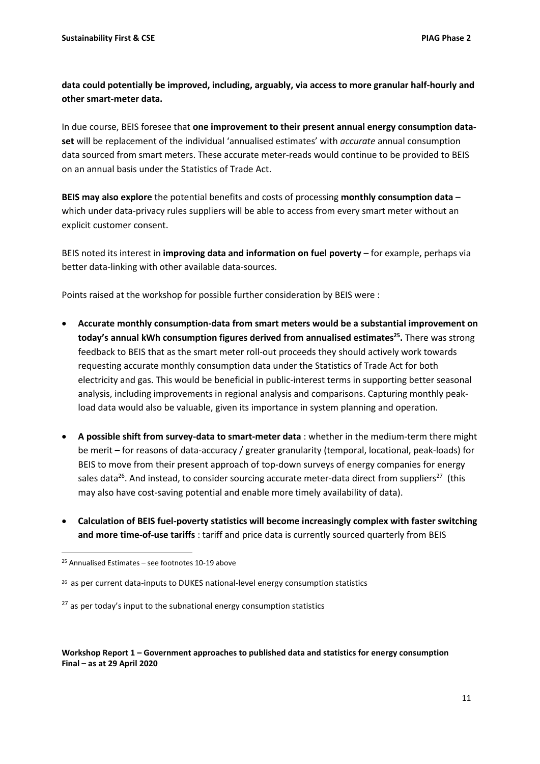**data could potentially be improved, including, arguably, via access to more granular half-hourly and other smart-meter data.**

In due course, BEIS foresee that **one improvement to their present annual energy consumption data-set** will be replacement of the individual 'annualised estimates' with *accurate* annual consumption data sourced from smart meters. These accurate meter-reads would continue to be provided to BEIS on an annual basis under the Statistics of Trade Act.

**BEIS may also explore** the potential benefits and costs of processing **monthly consumption data** – which under data-privacy rules suppliers will be able to access from every smart meter without an explicit customer consent.

BEIS noted its interest in **improving data and information on fuel poverty** – for example, perhaps via better data-linking with other available data-sources.

Points raised at the workshop for possible further consideration by BEIS were :

- **Accurate monthly consumption-data from smart meters would be a substantial improvement on today's annual kWh consumption figures derived from annualised estimates[25].** There was strong feedback to BEIS that as the smart meter roll-out proceeds they should actively work towards requesting accurate monthly consumption data under the Statistics of Trade Act for both electricity and gas. This would be beneficial in public-interest terms in supporting better seasonal analysis, including improvements in regional analysis and comparisons. Capturing monthly peak-load data would also be valuable, given its importance in system planning and operation.

- **A possible shift from survey-data to smart-meter data** : whether in the medium-term there might be merit – for reasons of data-accuracy / greater granularity (temporal, locational, peak-loads) for BEIS to move from their present approach of top-down surveys of energy companies for energy sales data[26]. And instead, to consider sourcing accurate meter-data direct from suppliers[27] (this may also have cost-saving potential and enable more timely availability of data).

- **Calculation of BEIS fuel-poverty statistics will become increasingly complex with faster switching and more time-of-use tariffs** : tariff and price data is currently sourced quarterly from BEIS

[25] Annualised Estimates – see footnotes 10-19 above

[26] as per current data-inputs to DUKES national-level energy consumption statistics

[27] as per today's input to the subnational energy consumption statistics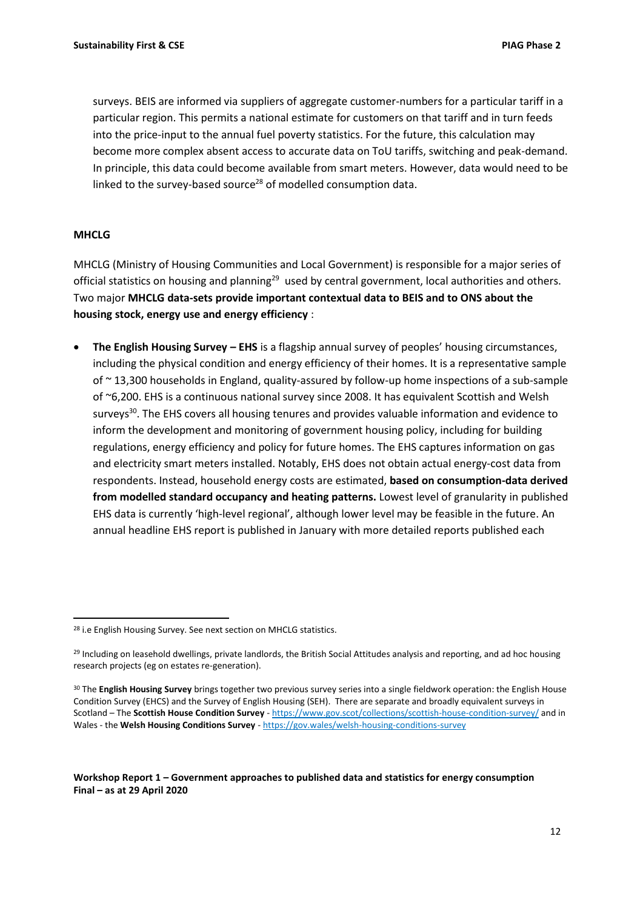surveys. BEIS are informed via suppliers of aggregate customer-numbers for a particular tariff in a particular region. This permits a national estimate for customers on that tariff and in turn feeds into the price-input to the annual fuel poverty statistics. For the future, this calculation may become more complex absent access to accurate data on ToU tariffs, switching and peak-demand. In principle, this data could become available from smart meters. However, data would need to be linked to the survey-based source[28] of modelled consumption data.

**MHCLG**

MHCLG (Ministry of Housing Communities and Local Government) is responsible for a major series of official statistics on housing and planning[29] used by central government, local authorities and others. Two major **MHCLG data-sets provide important contextual data to BEIS and to ONS about the housing stock, energy use and energy efficiency** :

- **The English Housing Survey – EHS** is a flagship annual survey of peoples' housing circumstances, including the physical condition and energy efficiency of their homes. It is a representative sample of ~ 13,300 households in England, quality-assured by follow-up home inspections of a sub-sample of ~6,200. EHS is a continuous national survey since 2008. It has equivalent Scottish and Welsh surveys[30]. The EHS covers all housing tenures and provides valuable information and evidence to inform the development and monitoring of government housing policy, including for building regulations, energy efficiency and policy for future homes. The EHS captures information on gas and electricity smart meters installed. Notably, EHS does not obtain actual energy-cost data from respondents. Instead, household energy costs are estimated, **based on consumption-data derived from modelled standard occupancy and heating patterns.** Lowest level of granularity in published EHS data is currently 'high-level regional', although lower level may be feasible in the future. An annual headline EHS report is published in January with more detailed reports published each

---

[28] i.e English Housing Survey. See next section on MHCLG statistics.

[29] Including on leasehold dwellings, private landlords, the British Social Attitudes analysis and reporting, and ad hoc housing research projects (eg on estates re-generation).

[30] The **English Housing Survey** brings together two previous survey series into a single fieldwork operation: the English House Condition Survey (EHCS) and the Survey of English Housing (SEH). There are separate and broadly equivalent surveys in Scotland – The **Scottish House Condition Survey** - https://www.gov.scot/collections/scottish-house-condition-survey/ and in Wales - the **Welsh Housing Conditions Survey** - https://gov.wales/welsh-housing-conditions-survey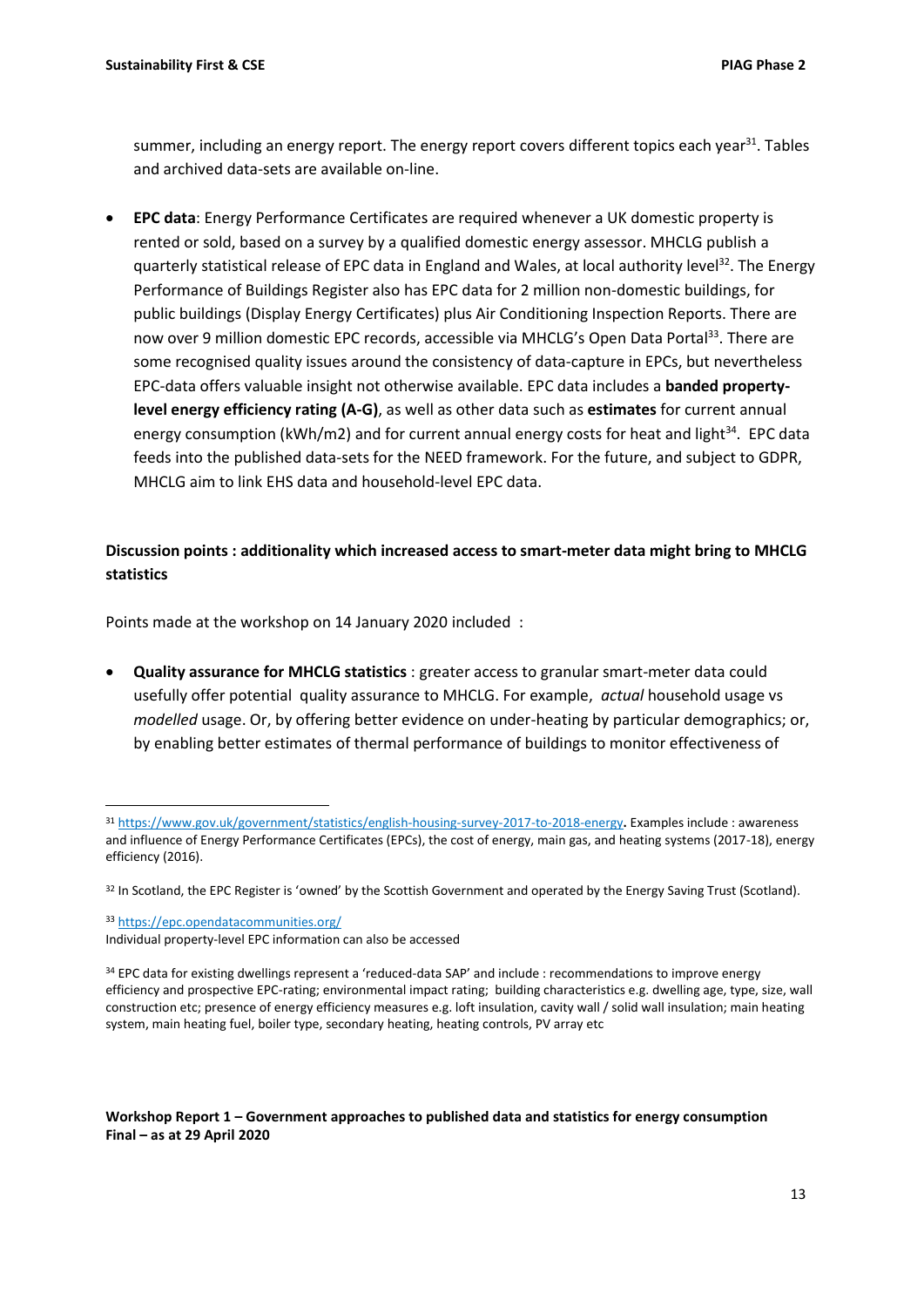summer, including an energy report. The energy report covers different topics each year[31]. Tables and archived data-sets are available on-line.

- **EPC data**: Energy Performance Certificates are required whenever a UK domestic property is rented or sold, based on a survey by a qualified domestic energy assessor. MHCLG publish a quarterly statistical release of EPC data in England and Wales, at local authority level[32]. The Energy Performance of Buildings Register also has EPC data for 2 million non-domestic buildings, for public buildings (Display Energy Certificates) plus Air Conditioning Inspection Reports. There are now over 9 million domestic EPC records, accessible via MHCLG's Open Data Portal[33]. There are some recognised quality issues around the consistency of data-capture in EPCs, but nevertheless EPC-data offers valuable insight not otherwise available. EPC data includes a **banded property-level energy efficiency rating (A-G)**, as well as other data such as **estimates** for current annual energy consumption (kWh/m2) and for current annual energy costs for heat and light[34]. EPC data feeds into the published data-sets for the NEED framework. For the future, and subject to GDPR, MHCLG aim to link EHS data and household-level EPC data.

**Discussion points : additionality which increased access to smart-meter data might bring to MHCLG statistics**

Points made at the workshop on 14 January 2020 included :

- **Quality assurance for MHCLG statistics** : greater access to granular smart-meter data could usefully offer potential quality assurance to MHCLG. For example, *actual* household usage vs *modelled* usage. Or, by offering better evidence on under-heating by particular demographics; or, by enabling better estimates of thermal performance of buildings to monitor effectiveness of

---

[31] https://www.gov.uk/government/statistics/english-housing-survey-2017-to-2018-energy**.** Examples include : awareness and influence of Energy Performance Certificates (EPCs), the cost of energy, main gas, and heating systems (2017-18), energy efficiency (2016).

[32] In Scotland, the EPC Register is 'owned' by the Scottish Government and operated by the Energy Saving Trust (Scotland).

[33] https://epc.opendatacommunities.org/
Individual property-level EPC information can also be accessed

[34] EPC data for existing dwellings represent a 'reduced-data SAP' and include : recommendations to improve energy efficiency and prospective EPC-rating; environmental impact rating; building characteristics e.g. dwelling age, type, size, wall construction etc; presence of energy efficiency measures e.g. loft insulation, cavity wall / solid wall insulation; main heating system, main heating fuel, boiler type, secondary heating, heating controls, PV array etc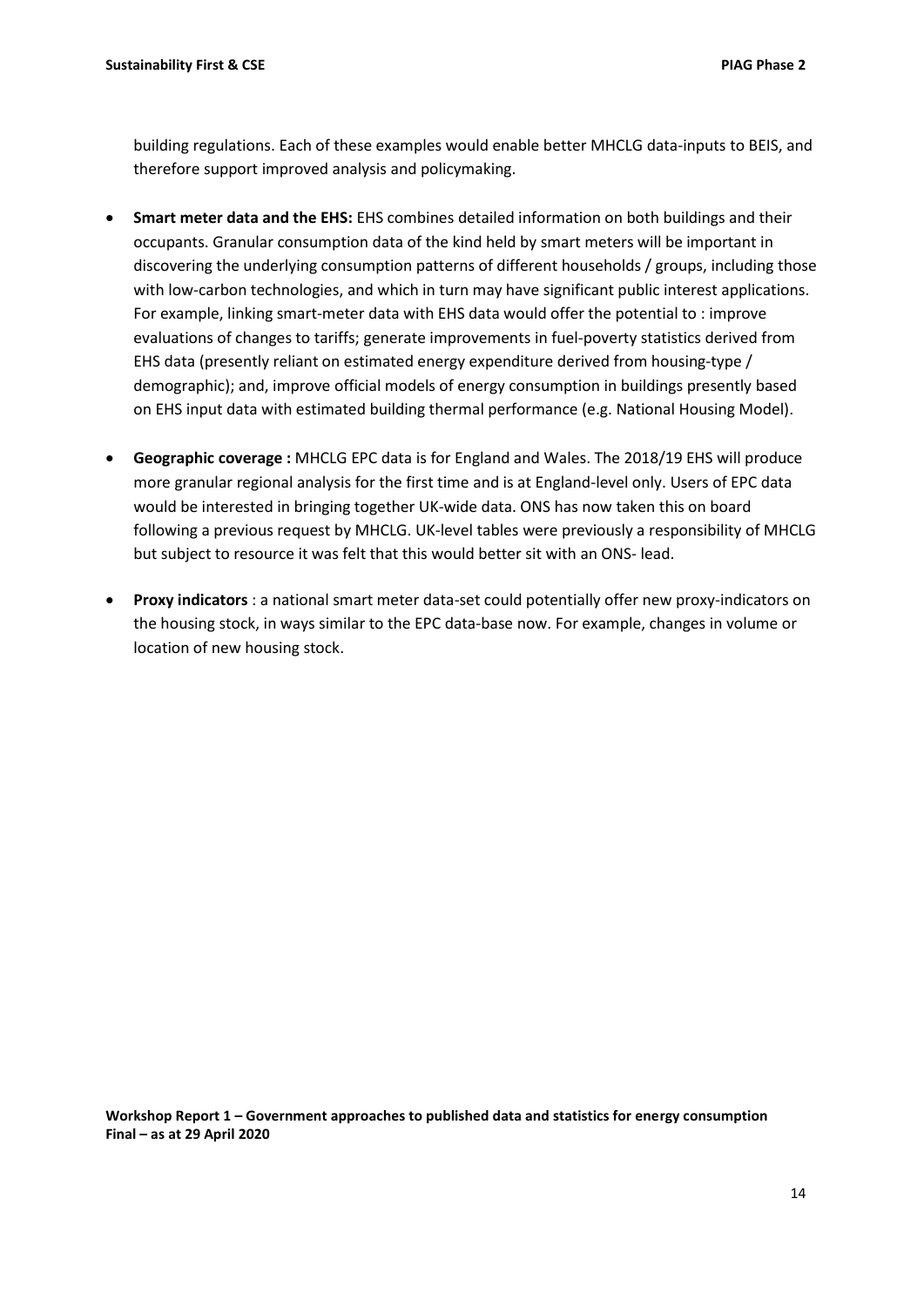building regulations. Each of these examples would enable better MHCLG data-inputs to BEIS, and therefore support improved analysis and policymaking.

- **Smart meter data and the EHS:** EHS combines detailed information on both buildings and their occupants. Granular consumption data of the kind held by smart meters will be important in discovering the underlying consumption patterns of different households / groups, including those with low-carbon technologies, and which in turn may have significant public interest applications. For example, linking smart-meter data with EHS data would offer the potential to : improve evaluations of changes to tariffs; generate improvements in fuel-poverty statistics derived from EHS data (presently reliant on estimated energy expenditure derived from housing-type / demographic); and, improve official models of energy consumption in buildings presently based on EHS input data with estimated building thermal performance (e.g. National Housing Model).

- **Geographic coverage :** MHCLG EPC data is for England and Wales. The 2018/19 EHS will produce more granular regional analysis for the first time and is at England-level only. Users of EPC data would be interested in bringing together UK-wide data. ONS has now taken this on board following a previous request by MHCLG. UK-level tables were previously a responsibility of MHCLG but subject to resource it was felt that this would better sit with an ONS- lead.

- **Proxy indicators** : a national smart meter data-set could potentially offer new proxy-indicators on the housing stock, in ways similar to the EPC data-base now. For example, changes in volume or location of new housing stock.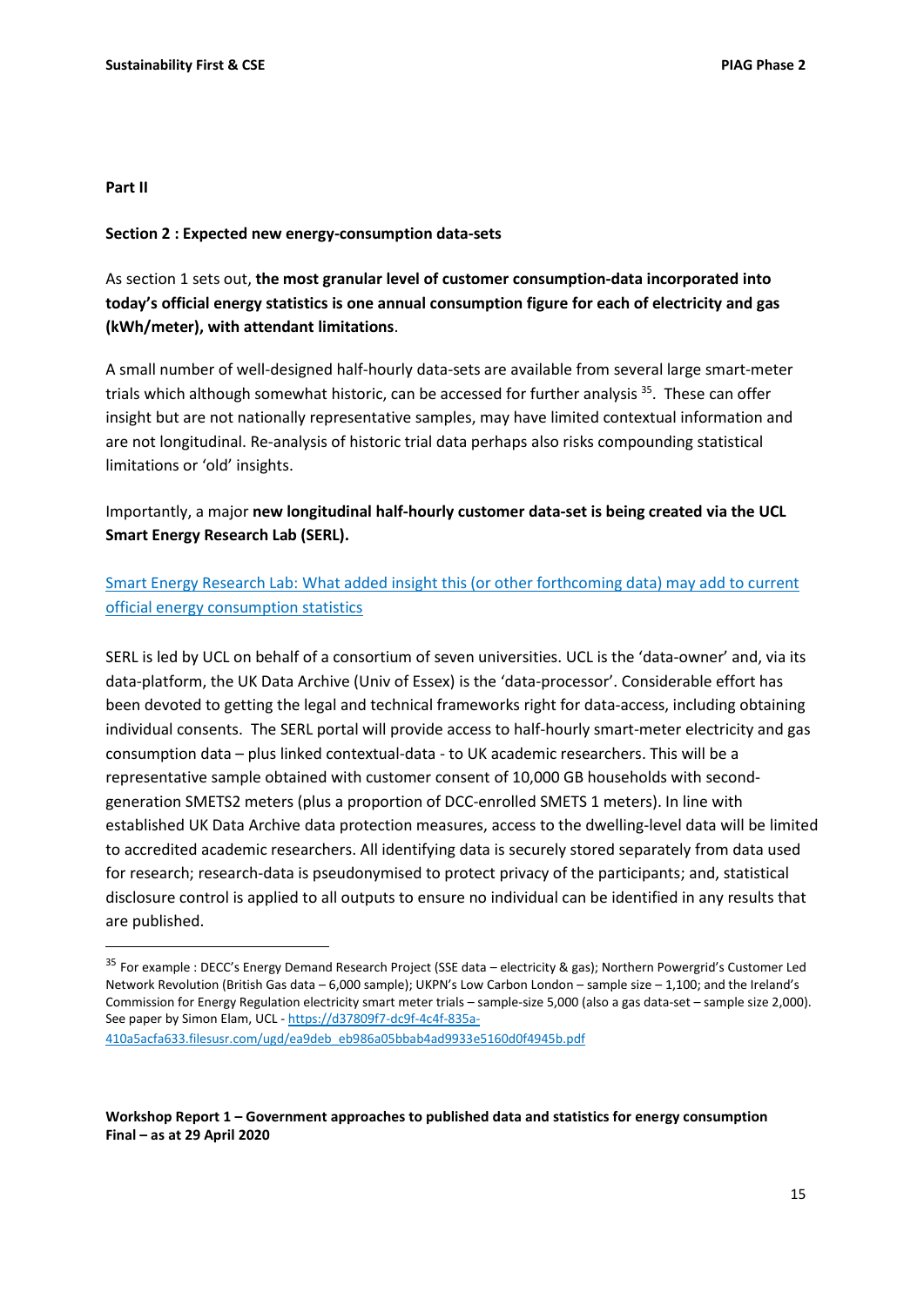**Part II**

**Section 2 : Expected new energy-consumption data-sets**

As section 1 sets out, **the most granular level of customer consumption-data incorporated into today's official energy statistics is one annual consumption figure for each of electricity and gas (kWh/meter), with attendant limitations**.

A small number of well-designed half-hourly data-sets are available from several large smart-meter trials which although somewhat historic, can be accessed for further analysis [35]. These can offer insight but are not nationally representative samples, may have limited contextual information and are not longitudinal. Re-analysis of historic trial data perhaps also risks compounding statistical limitations or 'old' insights.

Importantly, a major **new longitudinal half-hourly customer data-set is being created via the UCL Smart Energy Research Lab (SERL).**

Smart Energy Research Lab: What added insight this (or other forthcoming data) may add to current official energy consumption statistics

SERL is led by UCL on behalf of a consortium of seven universities. UCL is the 'data-owner' and, via its data-platform, the UK Data Archive (Univ of Essex) is the 'data-processor'. Considerable effort has been devoted to getting the legal and technical frameworks right for data-access, including obtaining individual consents. The SERL portal will provide access to half-hourly smart-meter electricity and gas consumption data – plus linked contextual-data - to UK academic researchers. This will be a representative sample obtained with customer consent of 10,000 GB households with second-generation SMETS2 meters (plus a proportion of DCC-enrolled SMETS 1 meters). In line with established UK Data Archive data protection measures, access to the dwelling-level data will be limited to accredited academic researchers. All identifying data is securely stored separately from data used for research; research-data is pseudonymised to protect privacy of the participants; and, statistical disclosure control is applied to all outputs to ensure no individual can be identified in any results that are published.

---

[35] For example : DECC's Energy Demand Research Project (SSE data – electricity & gas); Northern Powergrid's Customer Led Network Revolution (British Gas data – 6,000 sample); UKPN's Low Carbon London – sample size – 1,100; and the Ireland's Commission for Energy Regulation electricity smart meter trials – sample-size 5,000 (also a gas data-set – sample size 2,000). See paper by Simon Elam, UCL - https://d37809f7-dc9f-4c4f-835a-410a5acfa633.filesusr.com/ugd/ea9deb_eb986a05bbab4ad9933e5160d0f4945b.pdf

**Workshop Report 1 – Government approaches to published data and statistics for energy consumption**
**Final – as at 29 April 2020**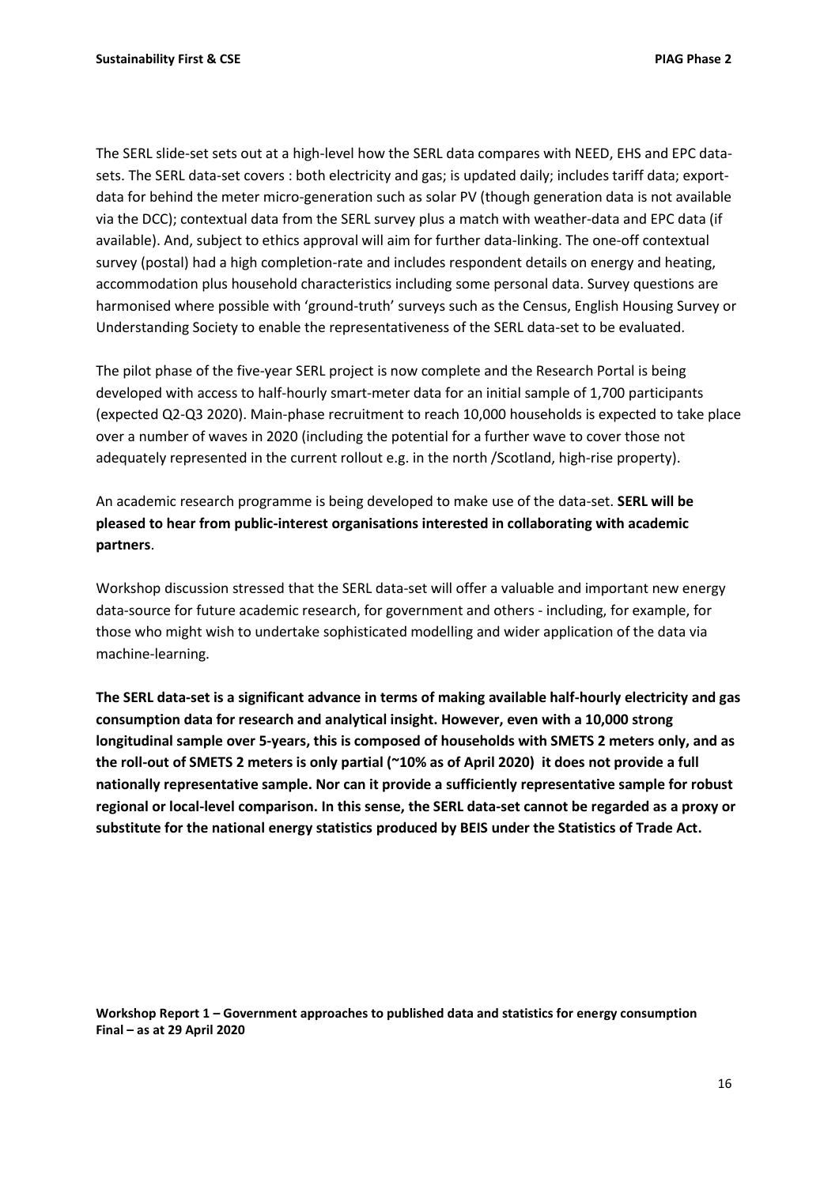The SERL slide-set sets out at a high-level how the SERL data compares with NEED, EHS and EPC data-sets. The SERL data-set covers : both electricity and gas; is updated daily; includes tariff data; export-data for behind the meter micro-generation such as solar PV (though generation data is not available via the DCC); contextual data from the SERL survey plus a match with weather-data and EPC data (if available). And, subject to ethics approval will aim for further data-linking. The one-off contextual survey (postal) had a high completion-rate and includes respondent details on energy and heating, accommodation plus household characteristics including some personal data. Survey questions are harmonised where possible with 'ground-truth' surveys such as the Census, English Housing Survey or Understanding Society to enable the representativeness of the SERL data-set to be evaluated.

The pilot phase of the five-year SERL project is now complete and the Research Portal is being developed with access to half-hourly smart-meter data for an initial sample of 1,700 participants (expected Q2-Q3 2020). Main-phase recruitment to reach 10,000 households is expected to take place over a number of waves in 2020 (including the potential for a further wave to cover those not adequately represented in the current rollout e.g. in the north /Scotland, high-rise property).

An academic research programme is being developed to make use of the data-set. **SERL will be pleased to hear from public-interest organisations interested in collaborating with academic partners**.

Workshop discussion stressed that the SERL data-set will offer a valuable and important new energy data-source for future academic research, for government and others - including, for example, for those who might wish to undertake sophisticated modelling and wider application of the data via machine-learning.

**The SERL data-set is a significant advance in terms of making available half-hourly electricity and gas consumption data for research and analytical insight. However, even with a 10,000 strong longitudinal sample over 5-years, this is composed of households with SMETS 2 meters only, and as the roll-out of SMETS 2 meters is only partial (~10% as of April 2020) it does not provide a full nationally representative sample. Nor can it provide a sufficiently representative sample for robust regional or local-level comparison. In this sense, the SERL data-set cannot be regarded as a proxy or substitute for the national energy statistics produced by BEIS under the Statistics of Trade Act.**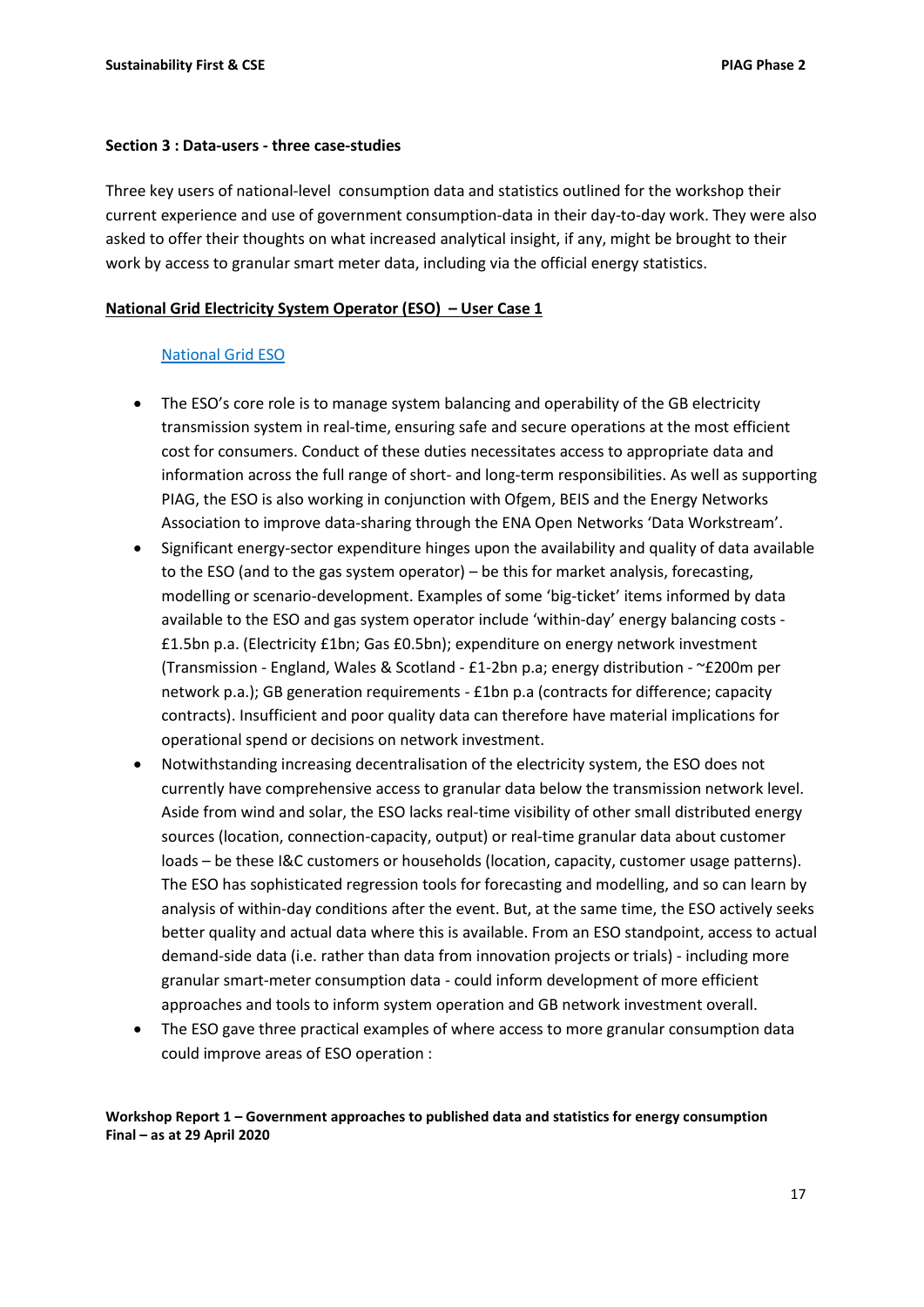**Section 3 : Data-users - three case-studies**

Three key users of national-level consumption data and statistics outlined for the workshop their current experience and use of government consumption-data in their day-to-day work. They were also asked to offer their thoughts on what increased analytical insight, if any, might be brought to their work by access to granular smart meter data, including via the official energy statistics.

**National Grid Electricity System Operator (ESO) – User Case 1**

National Grid ESO

- The ESO's core role is to manage system balancing and operability of the GB electricity transmission system in real-time, ensuring safe and secure operations at the most efficient cost for consumers. Conduct of these duties necessitates access to appropriate data and information across the full range of short- and long-term responsibilities. As well as supporting PIAG, the ESO is also working in conjunction with Ofgem, BEIS and the Energy Networks Association to improve data-sharing through the ENA Open Networks 'Data Workstream'.
- Significant energy-sector expenditure hinges upon the availability and quality of data available to the ESO (and to the gas system operator) – be this for market analysis, forecasting, modelling or scenario-development. Examples of some 'big-ticket' items informed by data available to the ESO and gas system operator include 'within-day' energy balancing costs - £1.5bn p.a. (Electricity £1bn; Gas £0.5bn); expenditure on energy network investment (Transmission - England, Wales & Scotland - £1-2bn p.a; energy distribution - ~£200m per network p.a.); GB generation requirements - £1bn p.a (contracts for difference; capacity contracts). Insufficient and poor quality data can therefore have material implications for operational spend or decisions on network investment.
- Notwithstanding increasing decentralisation of the electricity system, the ESO does not currently have comprehensive access to granular data below the transmission network level. Aside from wind and solar, the ESO lacks real-time visibility of other small distributed energy sources (location, connection-capacity, output) or real-time granular data about customer loads – be these I&C customers or households (location, capacity, customer usage patterns). The ESO has sophisticated regression tools for forecasting and modelling, and so can learn by analysis of within-day conditions after the event. But, at the same time, the ESO actively seeks better quality and actual data where this is available. From an ESO standpoint, access to actual demand-side data (i.e. rather than data from innovation projects or trials) - including more granular smart-meter consumption data - could inform development of more efficient approaches and tools to inform system operation and GB network investment overall.
- The ESO gave three practical examples of where access to more granular consumption data could improve areas of ESO operation :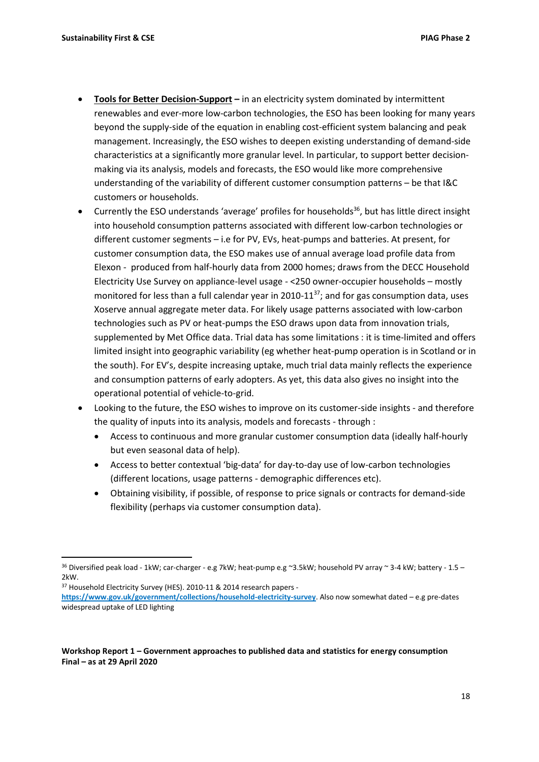- **<u>Tools for Better Decision-Support</u> –** in an electricity system dominated by intermittent renewables and ever-more low-carbon technologies, the ESO has been looking for many years beyond the supply-side of the equation in enabling cost-efficient system balancing and peak management. Increasingly, the ESO wishes to deepen existing understanding of demand-side characteristics at a significantly more granular level. In particular, to support better decision-making via its analysis, models and forecasts, the ESO would like more comprehensive understanding of the variability of different customer consumption patterns – be that I&C customers or households.
- Currently the ESO understands 'average' profiles for households[36], but has little direct insight into household consumption patterns associated with different low-carbon technologies or different customer segments – i.e for PV, EVs, heat-pumps and batteries. At present, for customer consumption data, the ESO makes use of annual average load profile data from Elexon - produced from half-hourly data from 2000 homes; draws from the DECC Household Electricity Use Survey on appliance-level usage - <250 owner-occupier households – mostly monitored for less than a full calendar year in 2010-11[37]; and for gas consumption data, uses Xoserve annual aggregate meter data. For likely usage patterns associated with low-carbon technologies such as PV or heat-pumps the ESO draws upon data from innovation trials, supplemented by Met Office data. Trial data has some limitations : it is time-limited and offers limited insight into geographic variability (eg whether heat-pump operation is in Scotland or in the south). For EV's, despite increasing uptake, much trial data mainly reflects the experience and consumption patterns of early adopters. As yet, this data also gives no insight into the operational potential of vehicle-to-grid.
- Looking to the future, the ESO wishes to improve on its customer-side insights - and therefore the quality of inputs into its analysis, models and forecasts - through :
  - Access to continuous and more granular customer consumption data (ideally half-hourly but even seasonal data of help).
  - Access to better contextual 'big-data' for day-to-day use of low-carbon technologies (different locations, usage patterns - demographic differences etc).
  - Obtaining visibility, if possible, of response to price signals or contracts for demand-side flexibility (perhaps via customer consumption data).

---

[36] Diversified peak load - 1kW; car-charger - e.g 7kW; heat-pump e.g ~3.5kW; household PV array ~ 3-4 kW; battery - 1.5 – 2kW.

[37] Household Electricity Survey (HES). 2010-11 & 2014 research papers - **https://www.gov.uk/government/collections/household-electricity-survey**. Also now somewhat dated – e.g pre-dates widespread uptake of LED lighting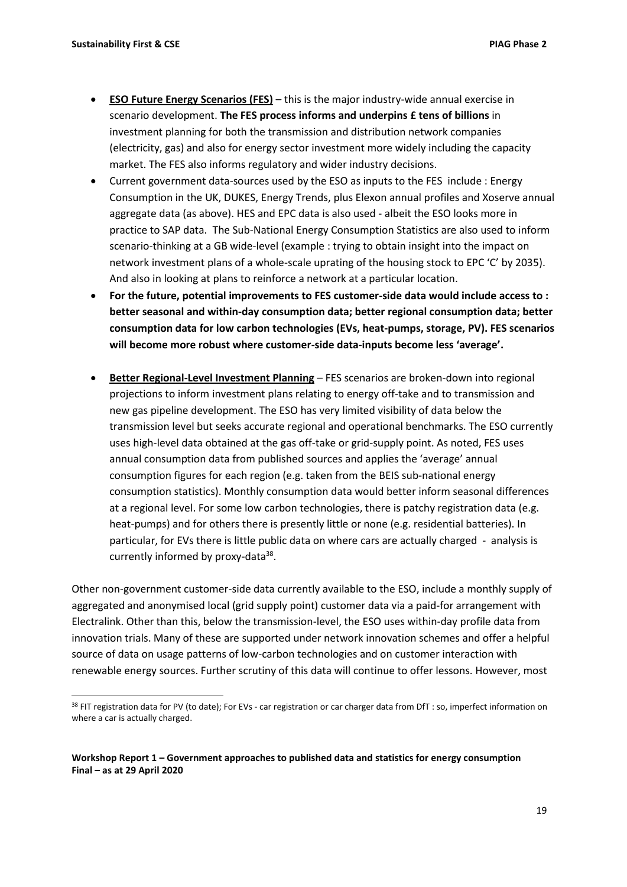- **ESO Future Energy Scenarios (FES)** – this is the major industry-wide annual exercise in scenario development. **The FES process informs and underpins £ tens of billions** in investment planning for both the transmission and distribution network companies (electricity, gas) and also for energy sector investment more widely including the capacity market. The FES also informs regulatory and wider industry decisions.
- Current government data-sources used by the ESO as inputs to the FES include : Energy Consumption in the UK, DUKES, Energy Trends, plus Elexon annual profiles and Xoserve annual aggregate data (as above). HES and EPC data is also used - albeit the ESO looks more in practice to SAP data. The Sub-National Energy Consumption Statistics are also used to inform scenario-thinking at a GB wide-level (example : trying to obtain insight into the impact on network investment plans of a whole-scale uprating of the housing stock to EPC 'C' by 2035). And also in looking at plans to reinforce a network at a particular location.
- **For the future, potential improvements to FES customer-side data would include access to : better seasonal and within-day consumption data; better regional consumption data; better consumption data for low carbon technologies (EVs, heat-pumps, storage, PV). FES scenarios will become more robust where customer-side data-inputs become less 'average'.**
- **Better Regional-Level Investment Planning** – FES scenarios are broken-down into regional projections to inform investment plans relating to energy off-take and to transmission and new gas pipeline development. The ESO has very limited visibility of data below the transmission level but seeks accurate regional and operational benchmarks. The ESO currently uses high-level data obtained at the gas off-take or grid-supply point. As noted, FES uses annual consumption data from published sources and applies the 'average' annual consumption figures for each region (e.g. taken from the BEIS sub-national energy consumption statistics). Monthly consumption data would better inform seasonal differences at a regional level. For some low carbon technologies, there is patchy registration data (e.g. heat-pumps) and for others there is presently little or none (e.g. residential batteries). In particular, for EVs there is little public data on where cars are actually charged - analysis is currently informed by proxy-data[38].

Other non-government customer-side data currently available to the ESO, include a monthly supply of aggregated and anonymised local (grid supply point) customer data via a paid-for arrangement with Electralink. Other than this, below the transmission-level, the ESO uses within-day profile data from innovation trials. Many of these are supported under network innovation schemes and offer a helpful source of data on usage patterns of low-carbon technologies and on customer interaction with renewable energy sources. Further scrutiny of this data will continue to offer lessons. However, most

[38] FIT registration data for PV (to date); For EVs - car registration or car charger data from DfT : so, imperfect information on where a car is actually charged.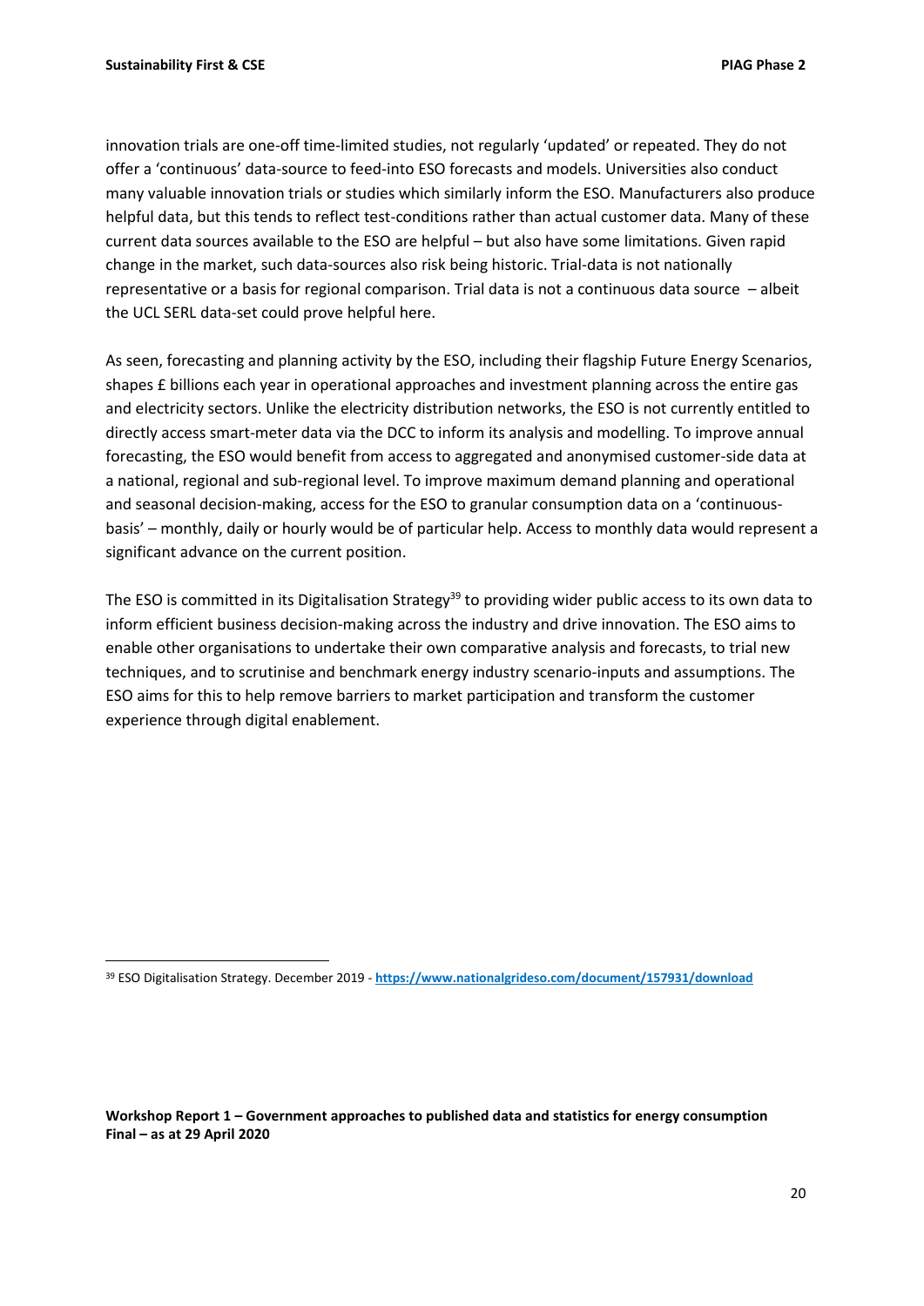innovation trials are one-off time-limited studies, not regularly 'updated' or repeated. They do not offer a 'continuous' data-source to feed-into ESO forecasts and models. Universities also conduct many valuable innovation trials or studies which similarly inform the ESO. Manufacturers also produce helpful data, but this tends to reflect test-conditions rather than actual customer data. Many of these current data sources available to the ESO are helpful – but also have some limitations. Given rapid change in the market, such data-sources also risk being historic. Trial-data is not nationally representative or a basis for regional comparison. Trial data is not a continuous data source – albeit the UCL SERL data-set could prove helpful here.

As seen, forecasting and planning activity by the ESO, including their flagship Future Energy Scenarios, shapes £ billions each year in operational approaches and investment planning across the entire gas and electricity sectors. Unlike the electricity distribution networks, the ESO is not currently entitled to directly access smart-meter data via the DCC to inform its analysis and modelling. To improve annual forecasting, the ESO would benefit from access to aggregated and anonymised customer-side data at a national, regional and sub-regional level. To improve maximum demand planning and operational and seasonal decision-making, access for the ESO to granular consumption data on a 'continuous-basis' – monthly, daily or hourly would be of particular help. Access to monthly data would represent a significant advance on the current position.

The ESO is committed in its Digitalisation Strategy[39] to providing wider public access to its own data to inform efficient business decision-making across the industry and drive innovation. The ESO aims to enable other organisations to undertake their own comparative analysis and forecasts, to trial new techniques, and to scrutinise and benchmark energy industry scenario-inputs and assumptions. The ESO aims for this to help remove barriers to market participation and transform the customer experience through digital enablement.

[39] ESO Digitalisation Strategy. December 2019 - https://www.nationalgrideso.com/document/157931/download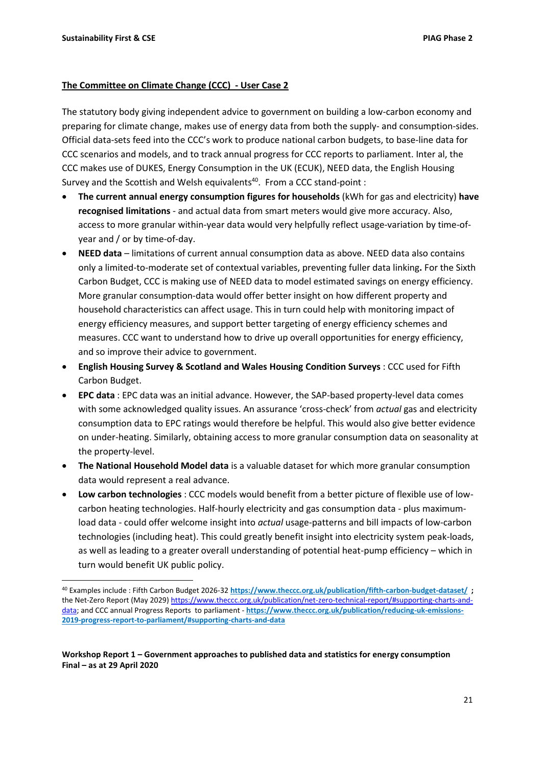**The Committee on Climate Change (CCC) - User Case 2**

The statutory body giving independent advice to government on building a low-carbon economy and preparing for climate change, makes use of energy data from both the supply- and consumption-sides. Official data-sets feed into the CCC's work to produce national carbon budgets, to base-line data for CCC scenarios and models, and to track annual progress for CCC reports to parliament. Inter al, the CCC makes use of DUKES, Energy Consumption in the UK (ECUK), NEED data, the English Housing Survey and the Scottish and Welsh equivalents[40]. From a CCC stand-point :

- **The current annual energy consumption figures for households** (kWh for gas and electricity) **have recognised limitations** - and actual data from smart meters would give more accuracy. Also, access to more granular within-year data would very helpfully reflect usage-variation by time-of-year and / or by time-of-day.
- **NEED data** – limitations of current annual consumption data as above. NEED data also contains only a limited-to-moderate set of contextual variables, preventing fuller data linking**.** For the Sixth Carbon Budget, CCC is making use of NEED data to model estimated savings on energy efficiency. More granular consumption-data would offer better insight on how different property and household characteristics can affect usage. This in turn could help with monitoring impact of energy efficiency measures, and support better targeting of energy efficiency schemes and measures. CCC want to understand how to drive up overall opportunities for energy efficiency, and so improve their advice to government.
- **English Housing Survey & Scotland and Wales Housing Condition Surveys** : CCC used for Fifth Carbon Budget.
- **EPC data** : EPC data was an initial advance. However, the SAP-based property-level data comes with some acknowledged quality issues. An assurance 'cross-check' from *actual* gas and electricity consumption data to EPC ratings would therefore be helpful. This would also give better evidence on under-heating. Similarly, obtaining access to more granular consumption data on seasonality at the property-level.
- **The National Household Model data** is a valuable dataset for which more granular consumption data would represent a real advance.
- **Low carbon technologies** : CCC models would benefit from a better picture of flexible use of low-carbon heating technologies. Half-hourly electricity and gas consumption data - plus maximum-load data - could offer welcome insight into *actual* usage-patterns and bill impacts of low-carbon technologies (including heat). This could greatly benefit insight into electricity system peak-loads, as well as leading to a greater overall understanding of potential heat-pump efficiency – which in turn would benefit UK public policy.

---

[40] Examples include : Fifth Carbon Budget 2026-32 **https://www.theccc.org.uk/publication/fifth-carbon-budget-dataset/** **;** the Net-Zero Report (May 2029) https://www.theccc.org.uk/publication/net-zero-technical-report/#supporting-charts-and-data; and CCC annual Progress Reports to parliament - **https://www.theccc.org.uk/publication/reducing-uk-emissions-2019-progress-report-to-parliament/#supporting-charts-and-data**

**Workshop Report 1 – Government approaches to published data and statistics for energy consumption**
**Final – as at 29 April 2020**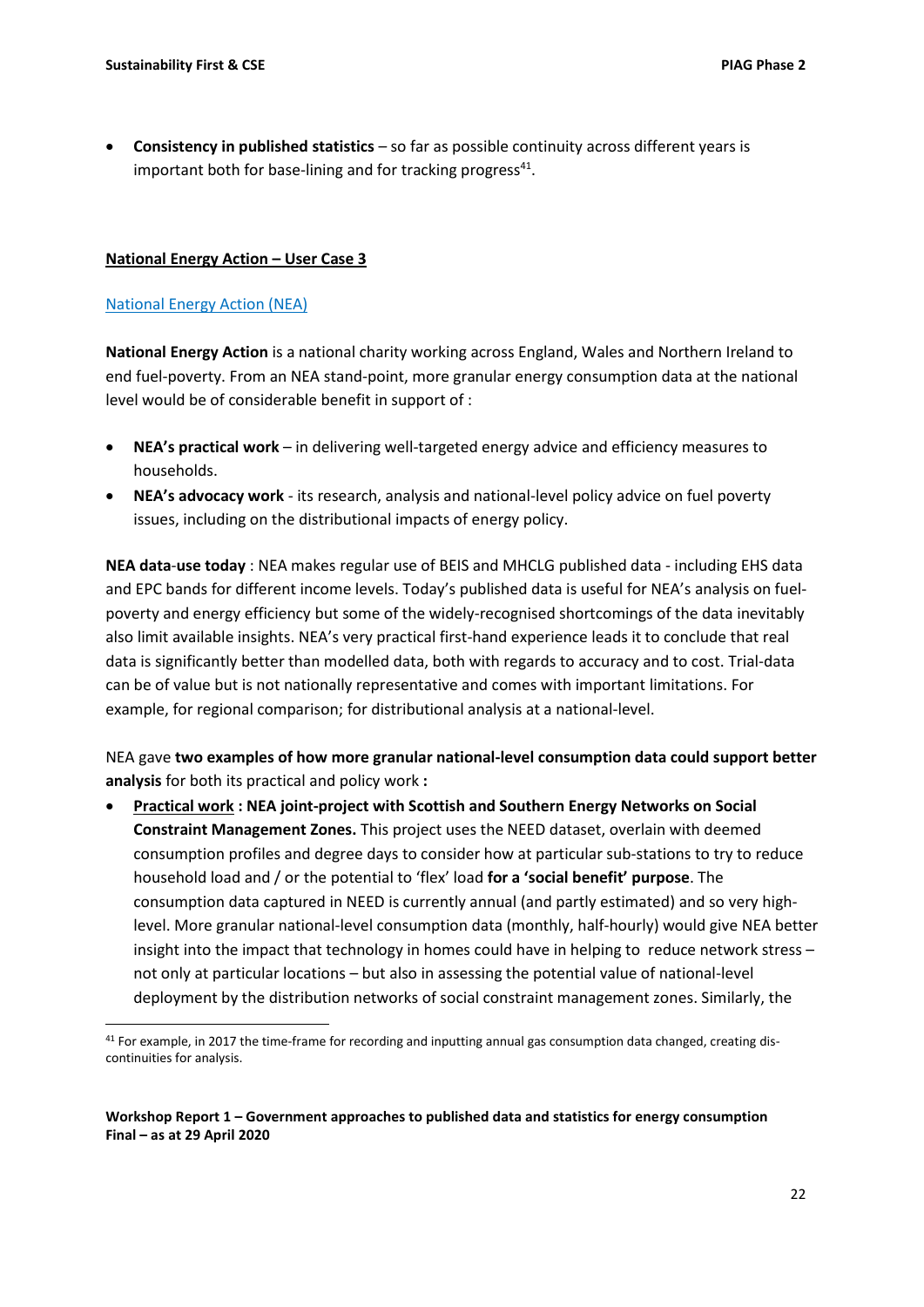- **Consistency in published statistics** – so far as possible continuity across different years is important both for base-lining and for tracking progress[41].

**National Energy Action – User Case 3**

National Energy Action (NEA)

**National Energy Action** is a national charity working across England, Wales and Northern Ireland to end fuel-poverty. From an NEA stand-point, more granular energy consumption data at the national level would be of considerable benefit in support of :

- **NEA's practical work** – in delivering well-targeted energy advice and efficiency measures to households.
- **NEA's advocacy work** - its research, analysis and national-level policy advice on fuel poverty issues, including on the distributional impacts of energy policy.

**NEA data-use today** : NEA makes regular use of BEIS and MHCLG published data - including EHS data and EPC bands for different income levels. Today's published data is useful for NEA's analysis on fuel-poverty and energy efficiency but some of the widely-recognised shortcomings of the data inevitably also limit available insights. NEA's very practical first-hand experience leads it to conclude that real data is significantly better than modelled data, both with regards to accuracy and to cost. Trial-data can be of value but is not nationally representative and comes with important limitations. For example, for regional comparison; for distributional analysis at a national-level.

NEA gave **two examples of how more granular national-level consumption data could support better analysis** for both its practical and policy work **:**

- **Practical work : NEA joint-project with Scottish and Southern Energy Networks on Social Constraint Management Zones.** This project uses the NEED dataset, overlain with deemed consumption profiles and degree days to consider how at particular sub-stations to try to reduce household load and / or the potential to 'flex' load **for a 'social benefit' purpose**. The consumption data captured in NEED is currently annual (and partly estimated) and so very high-level. More granular national-level consumption data (monthly, half-hourly) would give NEA better insight into the impact that technology in homes could have in helping to reduce network stress – not only at particular locations – but also in assessing the potential value of national-level deployment by the distribution networks of social constraint management zones. Similarly, the

[41] For example, in 2017 the time-frame for recording and inputting annual gas consumption data changed, creating dis-continuities for analysis.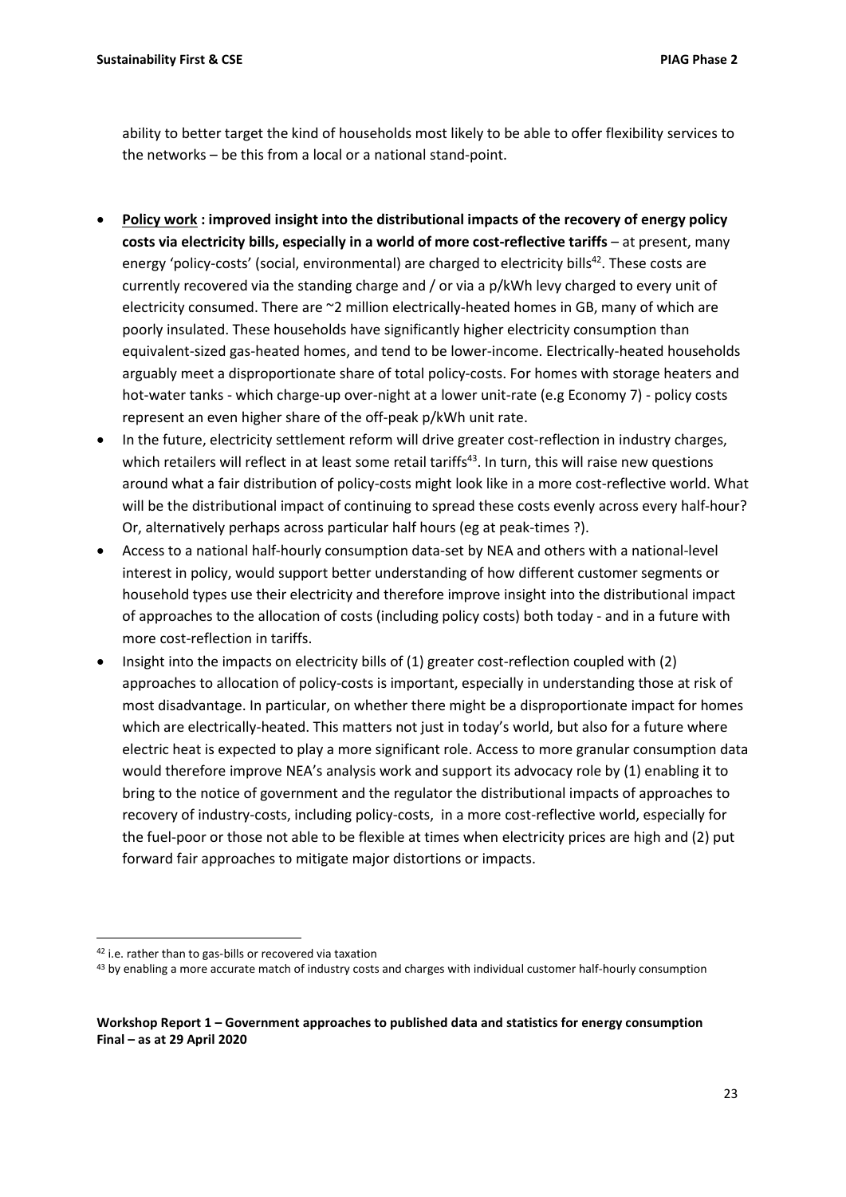ability to better target the kind of households most likely to be able to offer flexibility services to the networks – be this from a local or a national stand-point.

- **Policy work : improved insight into the distributional impacts of the recovery of energy policy costs via electricity bills, especially in a world of more cost-reflective tariffs** – at present, many energy 'policy-costs' (social, environmental) are charged to electricity bills[42]. These costs are currently recovered via the standing charge and / or via a p/kWh levy charged to every unit of electricity consumed. There are ~2 million electrically-heated homes in GB, many of which are poorly insulated. These households have significantly higher electricity consumption than equivalent-sized gas-heated homes, and tend to be lower-income. Electrically-heated households arguably meet a disproportionate share of total policy-costs. For homes with storage heaters and hot-water tanks - which charge-up over-night at a lower unit-rate (e.g Economy 7) - policy costs represent an even higher share of the off-peak p/kWh unit rate.
- In the future, electricity settlement reform will drive greater cost-reflection in industry charges, which retailers will reflect in at least some retail tariffs[43]. In turn, this will raise new questions around what a fair distribution of policy-costs might look like in a more cost-reflective world. What will be the distributional impact of continuing to spread these costs evenly across every half-hour? Or, alternatively perhaps across particular half hours (eg at peak-times ?).
- Access to a national half-hourly consumption data-set by NEA and others with a national-level interest in policy, would support better understanding of how different customer segments or household types use their electricity and therefore improve insight into the distributional impact of approaches to the allocation of costs (including policy costs) both today - and in a future with more cost-reflection in tariffs.
- Insight into the impacts on electricity bills of (1) greater cost-reflection coupled with (2) approaches to allocation of policy-costs is important, especially in understanding those at risk of most disadvantage. In particular, on whether there might be a disproportionate impact for homes which are electrically-heated. This matters not just in today's world, but also for a future where electric heat is expected to play a more significant role. Access to more granular consumption data would therefore improve NEA's analysis work and support its advocacy role by (1) enabling it to bring to the notice of government and the regulator the distributional impacts of approaches to recovery of industry-costs, including policy-costs, in a more cost-reflective world, especially for the fuel-poor or those not able to be flexible at times when electricity prices are high and (2) put forward fair approaches to mitigate major distortions or impacts.

---

[42] i.e. rather than to gas-bills or recovered via taxation

[43] by enabling a more accurate match of industry costs and charges with individual customer half-hourly consumption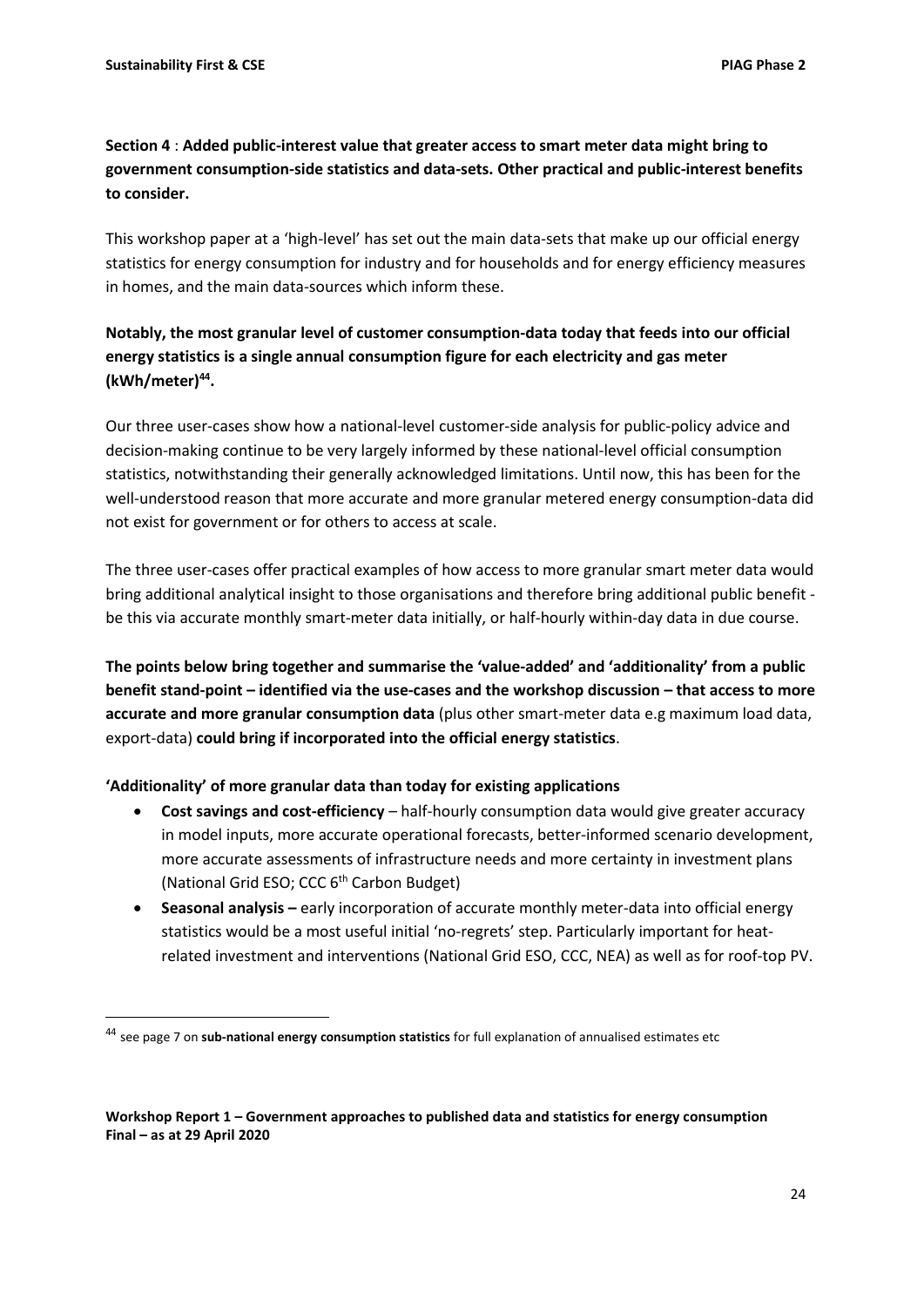**Section 4** : **Added public-interest value that greater access to smart meter data might bring to government consumption-side statistics and data-sets. Other practical and public-interest benefits to consider.**

This workshop paper at a 'high-level' has set out the main data-sets that make up our official energy statistics for energy consumption for industry and for households and for energy efficiency measures in homes, and the main data-sources which inform these.

**Notably, the most granular level of customer consumption-data today that feeds into our official energy statistics is a single annual consumption figure for each electricity and gas meter (kWh/meter)[44].**

Our three user-cases show how a national-level customer-side analysis for public-policy advice and decision-making continue to be very largely informed by these national-level official consumption statistics, notwithstanding their generally acknowledged limitations. Until now, this has been for the well-understood reason that more accurate and more granular metered energy consumption-data did not exist for government or for others to access at scale.

The three user-cases offer practical examples of how access to more granular smart meter data would bring additional analytical insight to those organisations and therefore bring additional public benefit - be this via accurate monthly smart-meter data initially, or half-hourly within-day data in due course.

**The points below bring together and summarise the 'value-added' and 'additionality' from a public benefit stand-point – identified via the use-cases and the workshop discussion – that access to more accurate and more granular consumption data** (plus other smart-meter data e.g maximum load data, export-data) **could bring if incorporated into the official energy statistics**.

**'Additionality' of more granular data than today for existing applications**

- **Cost savings and cost-efficiency** – half-hourly consumption data would give greater accuracy in model inputs, more accurate operational forecasts, better-informed scenario development, more accurate assessments of infrastructure needs and more certainty in investment plans (National Grid ESO; CCC 6th Carbon Budget)
- **Seasonal analysis –** early incorporation of accurate monthly meter-data into official energy statistics would be a most useful initial 'no-regrets' step. Particularly important for heat-related investment and interventions (National Grid ESO, CCC, NEA) as well as for roof-top PV.

[44] see page 7 on **sub-national energy consumption statistics** for full explanation of annualised estimates etc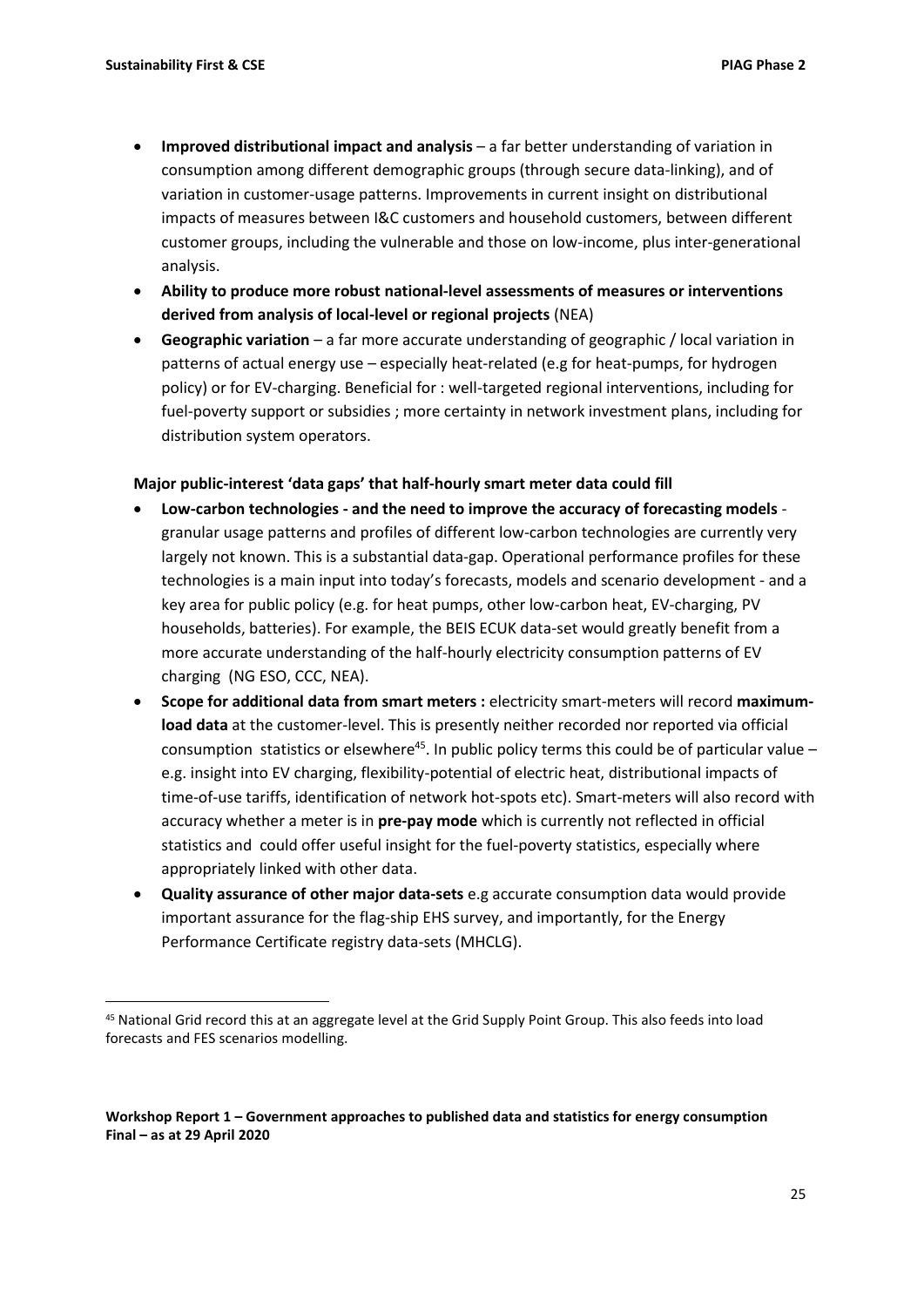- **Improved distributional impact and analysis** – a far better understanding of variation in consumption among different demographic groups (through secure data-linking), and of variation in customer-usage patterns. Improvements in current insight on distributional impacts of measures between I&C customers and household customers, between different customer groups, including the vulnerable and those on low-income, plus inter-generational analysis.
- **Ability to produce more robust national-level assessments of measures or interventions derived from analysis of local-level or regional projects** (NEA)
- **Geographic variation** – a far more accurate understanding of geographic / local variation in patterns of actual energy use – especially heat-related (e.g for heat-pumps, for hydrogen policy) or for EV-charging. Beneficial for : well-targeted regional interventions, including for fuel-poverty support or subsidies ; more certainty in network investment plans, including for distribution system operators.

**Major public-interest 'data gaps' that half-hourly smart meter data could fill**

- **Low-carbon technologies - and the need to improve the accuracy of forecasting models** - granular usage patterns and profiles of different low-carbon technologies are currently very largely not known. This is a substantial data-gap. Operational performance profiles for these technologies is a main input into today's forecasts, models and scenario development - and a key area for public policy (e.g. for heat pumps, other low-carbon heat, EV-charging, PV households, batteries). For example, the BEIS ECUK data-set would greatly benefit from a more accurate understanding of the half-hourly electricity consumption patterns of EV charging (NG ESO, CCC, NEA).
- **Scope for additional data from smart meters :** electricity smart-meters will record **maximum-load data** at the customer-level. This is presently neither recorded nor reported via official consumption statistics or elsewhere[45]. In public policy terms this could be of particular value – e.g. insight into EV charging, flexibility-potential of electric heat, distributional impacts of time-of-use tariffs, identification of network hot-spots etc). Smart-meters will also record with accuracy whether a meter is in **pre-pay mode** which is currently not reflected in official statistics and could offer useful insight for the fuel-poverty statistics, especially where appropriately linked with other data.
- **Quality assurance of other major data-sets** e.g accurate consumption data would provide important assurance for the flag-ship EHS survey, and importantly, for the Energy Performance Certificate registry data-sets (MHCLG).

[45] National Grid record this at an aggregate level at the Grid Supply Point Group. This also feeds into load forecasts and FES scenarios modelling.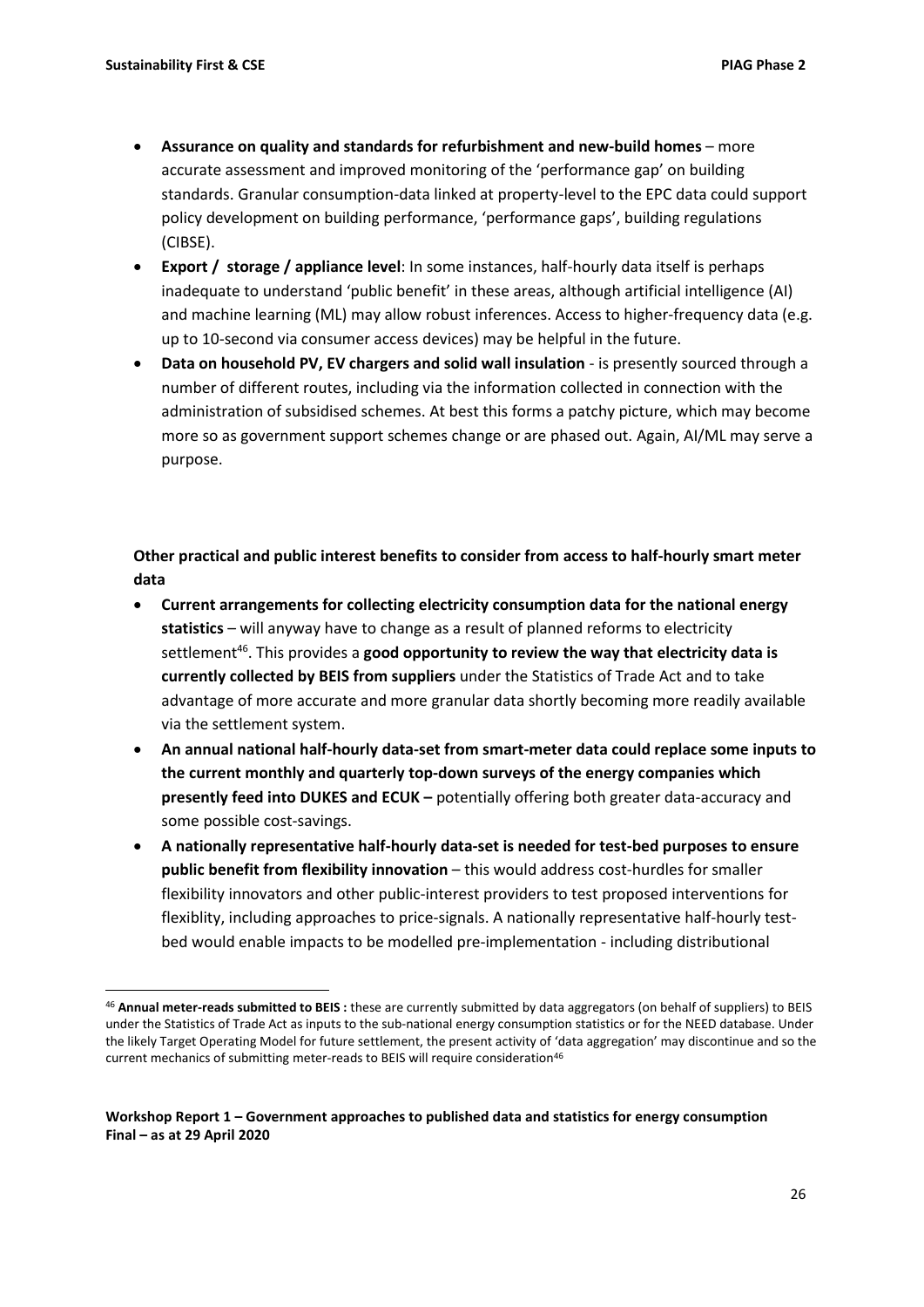- **Assurance on quality and standards for refurbishment and new-build homes** – more accurate assessment and improved monitoring of the 'performance gap' on building standards. Granular consumption-data linked at property-level to the EPC data could support policy development on building performance, 'performance gaps', building regulations (CIBSE).
- **Export / storage / appliance level**: In some instances, half-hourly data itself is perhaps inadequate to understand 'public benefit' in these areas, although artificial intelligence (AI) and machine learning (ML) may allow robust inferences. Access to higher-frequency data (e.g. up to 10-second via consumer access devices) may be helpful in the future.
- **Data on household PV, EV chargers and solid wall insulation** - is presently sourced through a number of different routes, including via the information collected in connection with the administration of subsidised schemes. At best this forms a patchy picture, which may become more so as government support schemes change or are phased out. Again, AI/ML may serve a purpose.

**Other practical and public interest benefits to consider from access to half-hourly smart meter data**

- **Current arrangements for collecting electricity consumption data for the national energy statistics** – will anyway have to change as a result of planned reforms to electricity settlement[46]. This provides a **good opportunity to review the way that electricity data is currently collected by BEIS from suppliers** under the Statistics of Trade Act and to take advantage of more accurate and more granular data shortly becoming more readily available via the settlement system.
- **An annual national half-hourly data-set from smart-meter data could replace some inputs to the current monthly and quarterly top-down surveys of the energy companies which presently feed into DUKES and ECUK –** potentially offering both greater data-accuracy and some possible cost-savings.
- **A nationally representative half-hourly data-set is needed for test-bed purposes to ensure public benefit from flexibility innovation** – this would address cost-hurdles for smaller flexibility innovators and other public-interest providers to test proposed interventions for flexiblity, including approaches to price-signals. A nationally representative half-hourly test-bed would enable impacts to be modelled pre-implementation - including distributional

[46] **Annual meter-reads submitted to BEIS :** these are currently submitted by data aggregators (on behalf of suppliers) to BEIS under the Statistics of Trade Act as inputs to the sub-national energy consumption statistics or for the NEED database. Under the likely Target Operating Model for future settlement, the present activity of 'data aggregation' may discontinue and so the current mechanics of submitting meter-reads to BEIS will require consideration[46]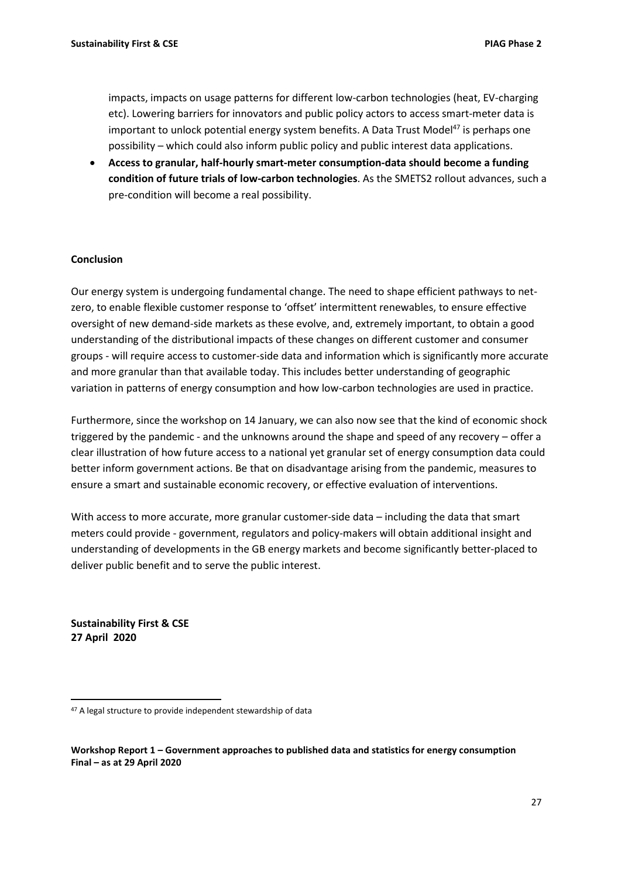impacts, impacts on usage patterns for different low-carbon technologies (heat, EV-charging etc). Lowering barriers for innovators and public policy actors to access smart-meter data is important to unlock potential energy system benefits. A Data Trust Model[47] is perhaps one possibility – which could also inform public policy and public interest data applications.

- **Access to granular, half-hourly smart-meter consumption-data should become a funding condition of future trials of low-carbon technologies**. As the SMETS2 rollout advances, such a pre-condition will become a real possibility.

**Conclusion**

Our energy system is undergoing fundamental change. The need to shape efficient pathways to net-zero, to enable flexible customer response to 'offset' intermittent renewables, to ensure effective oversight of new demand-side markets as these evolve, and, extremely important, to obtain a good understanding of the distributional impacts of these changes on different customer and consumer groups - will require access to customer-side data and information which is significantly more accurate and more granular than that available today. This includes better understanding of geographic variation in patterns of energy consumption and how low-carbon technologies are used in practice.

Furthermore, since the workshop on 14 January, we can also now see that the kind of economic shock triggered by the pandemic - and the unknowns around the shape and speed of any recovery – offer a clear illustration of how future access to a national yet granular set of energy consumption data could better inform government actions. Be that on disadvantage arising from the pandemic, measures to ensure a smart and sustainable economic recovery, or effective evaluation of interventions.

With access to more accurate, more granular customer-side data – including the data that smart meters could provide - government, regulators and policy-makers will obtain additional insight and understanding of developments in the GB energy markets and become significantly better-placed to deliver public benefit and to serve the public interest.

**Sustainability First & CSE**
**27 April 2020**

[47] A legal structure to provide independent stewardship of data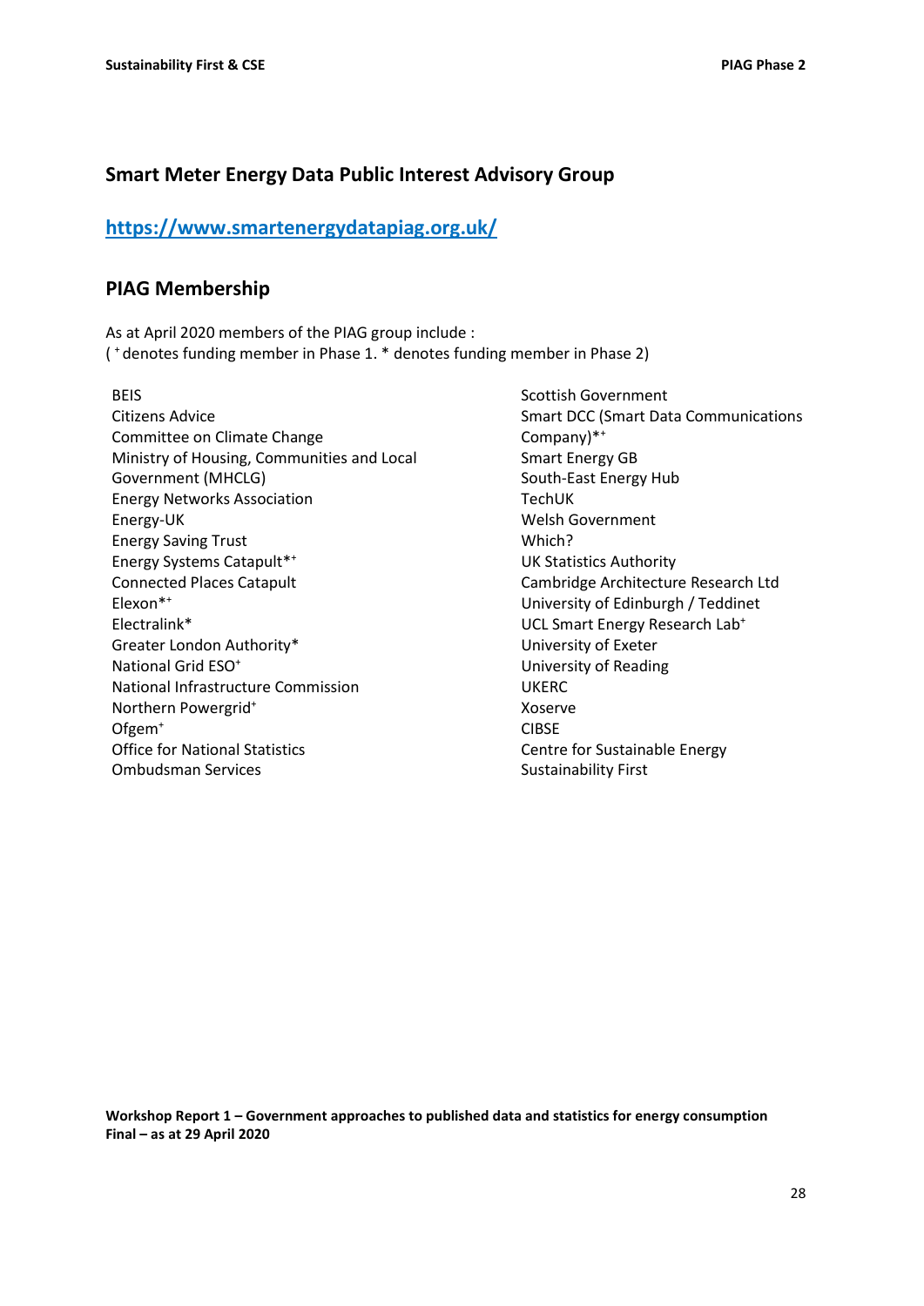## Smart Meter Energy Data Public Interest Advisory Group

### [https://www.smartenergydatapiag.org.uk/](https://www.smartenergydatapiag.org.uk/)

## PIAG Membership

As at April 2020 members of the PIAG group include :
( + denotes funding member in Phase 1. * denotes funding member in Phase 2)

BEIS
Citizens Advice
Committee on Climate Change
Ministry of Housing, Communities and Local Government (MHCLG)
Energy Networks Association
Energy-UK
Energy Saving Trust
Energy Systems Catapult*+
Connected Places Catapult
Elexon*+
Electralink*
Greater London Authority*
National Grid ESO+
National Infrastructure Commission
Northern Powergrid+
Ofgem+
Office for National Statistics
Ombudsman Services
Scottish Government
Smart DCC (Smart Data Communications Company)*+
Smart Energy GB
South-East Energy Hub
TechUK
Welsh Government
Which?
UK Statistics Authority
Cambridge Architecture Research Ltd
University of Edinburgh / Teddinet
UCL Smart Energy Research Lab+
University of Exeter
University of Reading
UKERC
Xoserve
CIBSE
Centre for Sustainable Energy
Sustainability First

**Workshop Report 1 – Government approaches to published data and statistics for energy consumption**
**Final – as at 29 April 2020**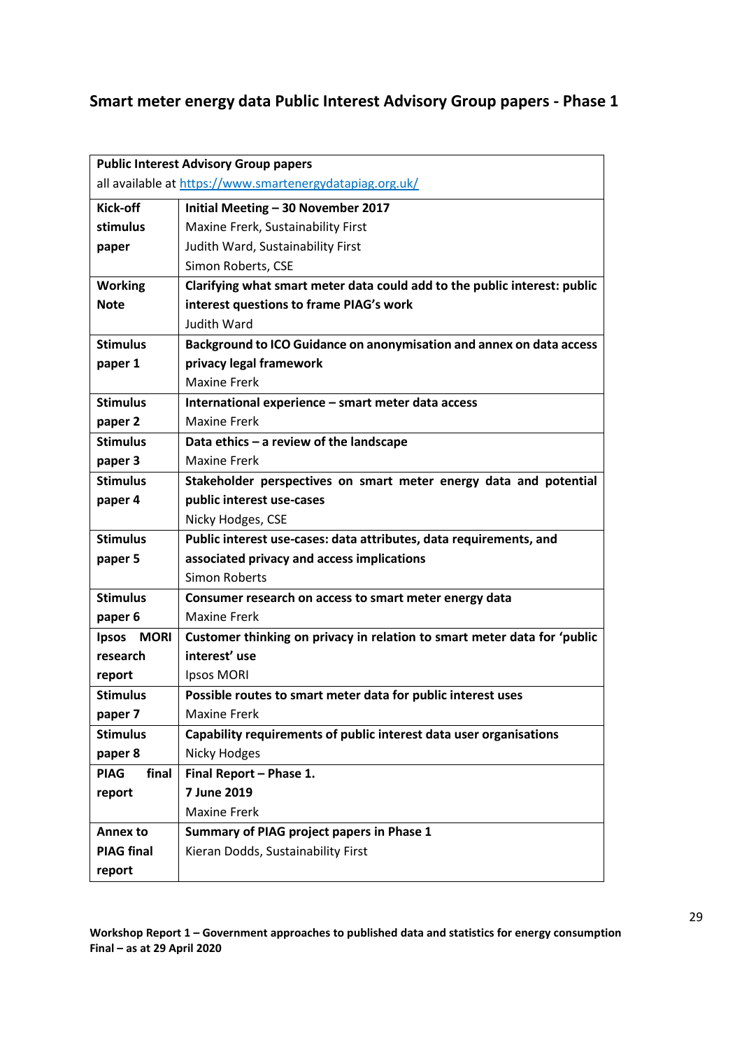## Smart meter energy data Public Interest Advisory Group papers - Phase 1

| **Public Interest Advisory Group papers**<br>all available at [https://www.smartenergydatapiag.org.uk/](https://www.smartenergydatapiag.org.uk/) | |
|---|---|
| **Kick-off stimulus paper** | **Initial Meeting – 30 November 2017**<br>Maxine Frerk, Sustainability First<br>Judith Ward, Sustainability First<br>Simon Roberts, CSE |
| **Working Note** | **Clarifying what smart meter data could add to the public interest: public interest questions to frame PIAG's work**<br>Judith Ward |
| **Stimulus paper 1** | **Background to ICO Guidance on anonymisation and annex on data access privacy legal framework**<br>Maxine Frerk |
| **Stimulus paper 2** | **International experience – smart meter data access**<br>Maxine Frerk |
| **Stimulus paper 3** | **Data ethics – a review of the landscape**<br>Maxine Frerk |
| **Stimulus paper 4** | **Stakeholder perspectives on smart meter energy data and potential public interest use-cases**<br>Nicky Hodges, CSE |
| **Stimulus paper 5** | **Public interest use-cases: data attributes, data requirements, and associated privacy and access implications**<br>Simon Roberts |
| **Stimulus paper 6** | **Consumer research on access to smart meter energy data**<br>Maxine Frerk |
| **Ipsos MORI research report** | **Customer thinking on privacy in relation to smart meter data for 'public interest' use**<br>Ipsos MORI |
| **Stimulus paper 7** | **Possible routes to smart meter data for public interest uses**<br>Maxine Frerk |
| **Stimulus paper 8** | **Capability requirements of public interest data user organisations**<br>Nicky Hodges |
| **PIAG final report** | **Final Report – Phase 1.**<br>**7 June 2019**<br>Maxine Frerk |
| **Annex to PIAG final report** | **Summary of PIAG project papers in Phase 1**<br>Kieran Dodds, Sustainability First |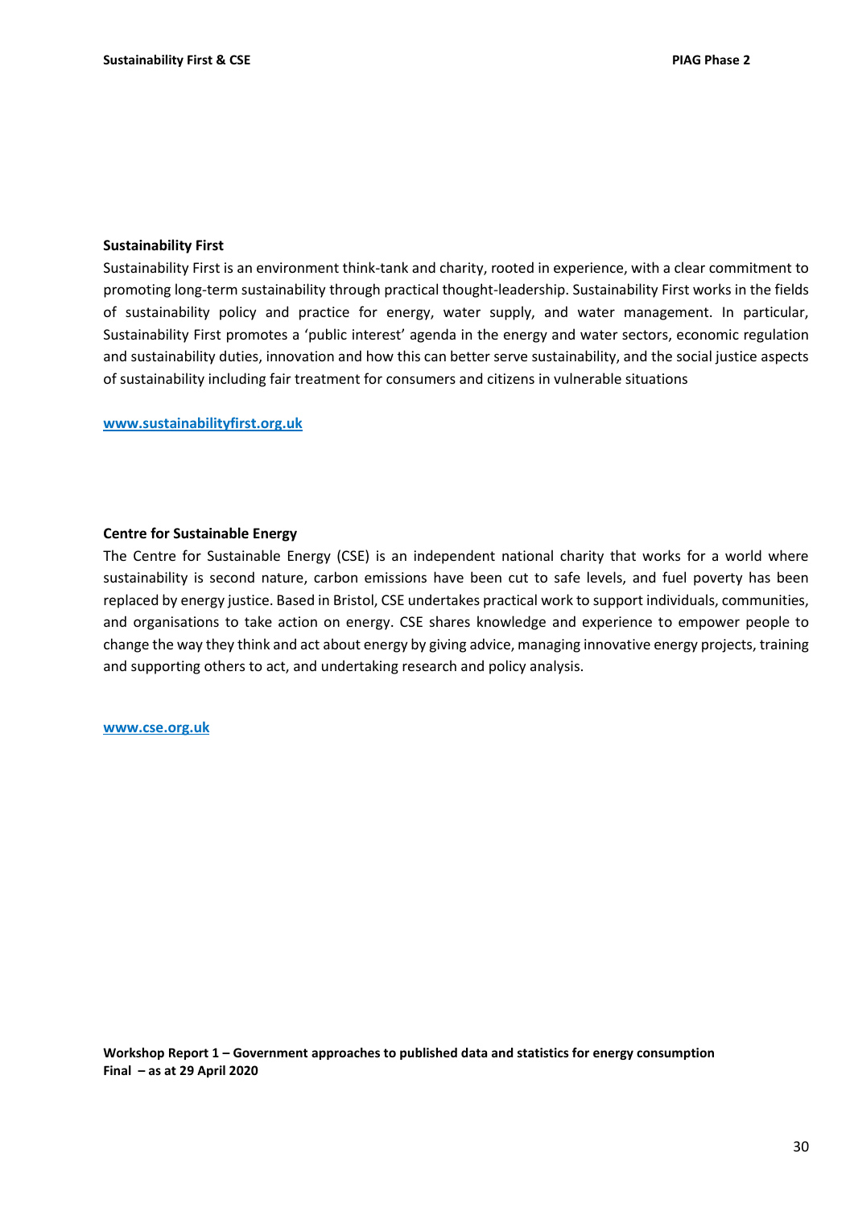**Sustainability First**

Sustainability First is an environment think-tank and charity, rooted in experience, with a clear commitment to promoting long-term sustainability through practical thought-leadership. Sustainability First works in the fields of sustainability policy and practice for energy, water supply, and water management. In particular, Sustainability First promotes a 'public interest' agenda in the energy and water sectors, economic regulation and sustainability duties, innovation and how this can better serve sustainability, and the social justice aspects of sustainability including fair treatment for consumers and citizens in vulnerable situations

**www.sustainabilityfirst.org.uk**

**Centre for Sustainable Energy**

The Centre for Sustainable Energy (CSE) is an independent national charity that works for a world where sustainability is second nature, carbon emissions have been cut to safe levels, and fuel poverty has been replaced by energy justice. Based in Bristol, CSE undertakes practical work to support individuals, communities, and organisations to take action on energy. CSE shares knowledge and experience to empower people to change the way they think and act about energy by giving advice, managing innovative energy projects, training and supporting others to act, and undertaking research and policy analysis.

**www.cse.org.uk**